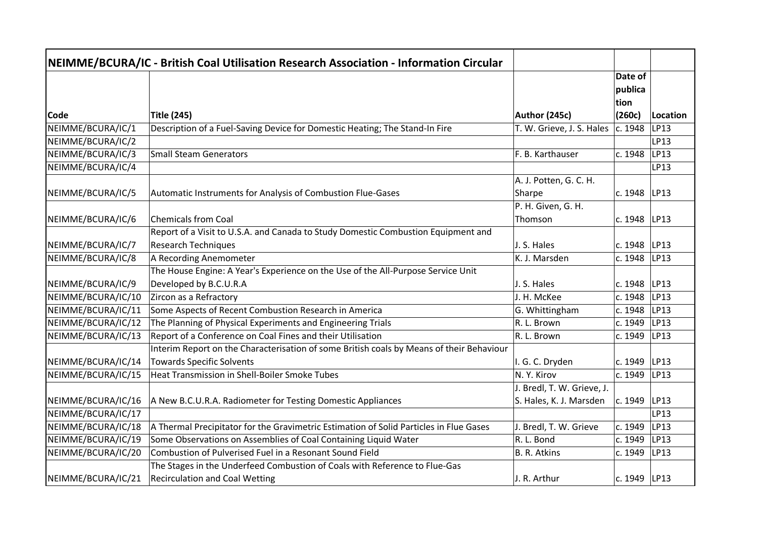| NEIMME/BCURA/IC - British Coal Utilisation Research Association - Information Circular | | | | |
|---|---|---|---|---|
| **Code** | **Title (245)** | **Author (245c)** | **Date of publication (260c)** | **Location** |
| NEIMME/BCURA/IC/1 | Description of a Fuel-Saving Device for Domestic Heating; The Stand-In Fire | T. W. Grieve, J. S. Hales | c. 1948 | LP13 |
| NEIMME/BCURA/IC/2 | | | | LP13 |
| NEIMME/BCURA/IC/3 | Small Steam Generators | F. B. Karthauser | c. 1948 | LP13 |
| NEIMME/BCURA/IC/4 | | | | LP13 |
| NEIMME/BCURA/IC/5 | Automatic Instruments for Analysis of Combustion Flue-Gases | A. J. Potten, G. C. H. Sharpe | c. 1948 | LP13 |
| NEIMME/BCURA/IC/6 | Chemicals from Coal | P. H. Given, G. H. Thomson | c. 1948 | LP13 |
| NEIMME/BCURA/IC/7 | Report of a Visit to U.S.A. and Canada to Study Domestic Combustion Equipment and Research Techniques | J. S. Hales | c. 1948 | LP13 |
| NEIMME/BCURA/IC/8 | A Recording Anemometer | K. J. Marsden | c. 1948 | LP13 |
| NEIMME/BCURA/IC/9 | The House Engine: A Year's Experience on the Use of the All-Purpose Service Unit Developed by B.C.U.R.A | J. S. Hales | c. 1948 | LP13 |
| NEIMME/BCURA/IC/10 | Zircon as a Refractory | J. H. McKee | c. 1948 | LP13 |
| NEIMME/BCURA/IC/11 | Some Aspects of Recent Combustion Research in America | G. Whittingham | c. 1948 | LP13 |
| NEIMME/BCURA/IC/12 | The Planning of Physical Experiments and Engineering Trials | R. L. Brown | c. 1949 | LP13 |
| NEIMME/BCURA/IC/13 | Report of a Conference on Coal Fines and their Utilisation | R. L. Brown | c. 1949 | LP13 |
| NEIMME/BCURA/IC/14 | Interim Report on the Characterisation of some British coals by Means of their Behaviour Towards Specific Solvents | I. G. C. Dryden | c. 1949 | LP13 |
| NEIMME/BCURA/IC/15 | Heat Transmission in Shell-Boiler Smoke Tubes | N. Y. Kirov | c. 1949 | LP13 |
| NEIMME/BCURA/IC/16 | A New B.C.U.R.A. Radiometer for Testing Domestic Appliances | J. Bredl, T. W. Grieve, J. S. Hales, K. J. Marsden | c. 1949 | LP13 |
| NEIMME/BCURA/IC/17 | | | | LP13 |
| NEIMME/BCURA/IC/18 | A Thermal Precipitator for the Gravimetric Estimation of Solid Particles in Flue Gases | J. Bredl, T. W. Grieve | c. 1949 | LP13 |
| NEIMME/BCURA/IC/19 | Some Observations on Assemblies of Coal Containing Liquid Water | R. L. Bond | c. 1949 | LP13 |
| NEIMME/BCURA/IC/20 | Combustion of Pulverised Fuel in a Resonant Sound Field | B. R. Atkins | c. 1949 | LP13 |
| NEIMME/BCURA/IC/21 | The Stages in the Underfeed Combustion of Coals with Reference to Flue-Gas Recirculation and Coal Wetting | J. R. Arthur | c. 1949 | LP13 |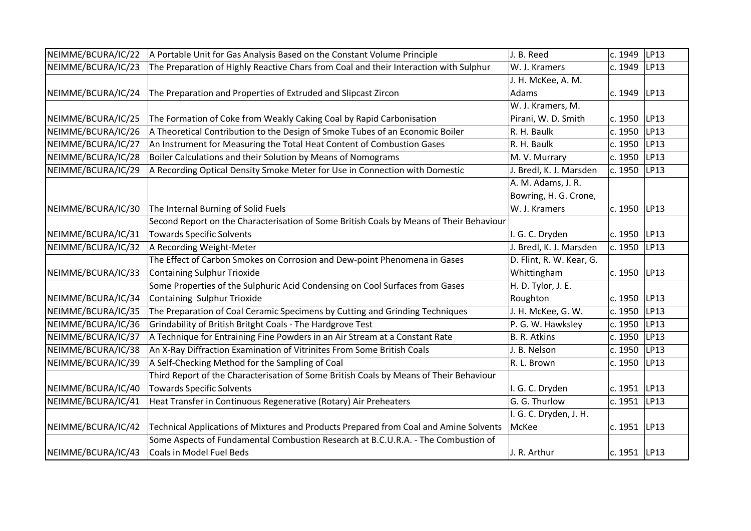| | | | | |
|---|---|---|---|---|
| NEIMME/BCURA/IC/22 | A Portable Unit for Gas Analysis Based on the Constant Volume Principle | J. B. Reed | c. 1949 | LP13 |
| NEIMME/BCURA/IC/23 | The Preparation of Highly Reactive Chars from Coal and their Interaction with Sulphur | W. J. Kramers | c. 1949 | LP13 |
| NEIMME/BCURA/IC/24 | The Preparation and Properties of Extruded and Slipcast Zircon | J. H. McKee, A. M. Adams | c. 1949 | LP13 |
| NEIMME/BCURA/IC/25 | The Formation of Coke from Weakly Caking Coal by Rapid Carbonisation | W. J. Kramers, M. Pirani, W. D. Smith | c. 1950 | LP13 |
| NEIMME/BCURA/IC/26 | A Theoretical Contribution to the Design of Smoke Tubes of an Economic Boiler | R. H. Baulk | c. 1950 | LP13 |
| NEIMME/BCURA/IC/27 | An Instrument for Measuring the Total Heat Content of Combustion Gases | R. H. Baulk | c. 1950 | LP13 |
| NEIMME/BCURA/IC/28 | Boiler Calculations and their Solution by Means of Nomograms | M. V. Murrary | c. 1950 | LP13 |
| NEIMME/BCURA/IC/29 | A Recording Optical Density Smoke Meter for Use in Connection with Domestic | J. Bredl, K. J. Marsden | c. 1950 | LP13 |
| NEIMME/BCURA/IC/30 | The Internal Burning of Solid Fuels | A. M. Adams, J. R. Bowring, H. G. Crone, W. J. Kramers | c. 1950 | LP13 |
| NEIMME/BCURA/IC/31 | Second Report on the Characterisation of Some British Coals by Means of Their Behaviour Towards Specific Solvents | I. G. C. Dryden | c. 1950 | LP13 |
| NEIMME/BCURA/IC/32 | A Recording Weight-Meter | J. Bredl, K. J. Marsden | c. 1950 | LP13 |
| NEIMME/BCURA/IC/33 | The Effect of Carbon Smokes on Corrosion and Dew-point Phenomena in Gases Containing Sulphur Trioxide | D. Flint, R. W. Kear, G. Whittingham | c. 1950 | LP13 |
| NEIMME/BCURA/IC/34 | Some Properties of the Sulphuric Acid Condensing on Cool Surfaces from Gases Containing Sulphur Trioxide | H. D. Tylor, J. E. Roughton | c. 1950 | LP13 |
| NEIMME/BCURA/IC/35 | The Preparation of Coal Ceramic Specimens by Cutting and Grinding Techniques | J. H. McKee, G. W. | c. 1950 | LP13 |
| NEIMME/BCURA/IC/36 | Grindability of British Britght Coals - The Hardgrove Test | P. G. W. Hawksley | c. 1950 | LP13 |
| NEIMME/BCURA/IC/37 | A Technique for Entraining Fine Powders in an Air Stream at a Constant Rate | B. R. Atkins | c. 1950 | LP13 |
| NEIMME/BCURA/IC/38 | An X-Ray Diffraction Examination of Vitrinites From Some British Coals | J. B. Nelson | c. 1950 | LP13 |
| NEIMME/BCURA/IC/39 | A Self-Checking Method for the Sampling of Coal | R. L. Brown | c. 1950 | LP13 |
| NEIMME/BCURA/IC/40 | Third Report of the Characterisation of Some British Coals by Means of Their Behaviour Towards Specific Solvents | I. G. C. Dryden | c. 1951 | LP13 |
| NEIMME/BCURA/IC/41 | Heat Transfer in Continuous Regenerative (Rotary) Air Preheaters | G. G. Thurlow | c. 1951 | LP13 |
| NEIMME/BCURA/IC/42 | Technical Applications of Mixtures and Products Prepared from Coal and Amine Solvents | I. G. C. Dryden, J. H. McKee | c. 1951 | LP13 |
| NEIMME/BCURA/IC/43 | Some Aspects of Fundamental Combustion Research at B.C.U.R.A. - The Combustion of Coals in Model Fuel Beds | J. R. Arthur | c. 1951 | LP13 |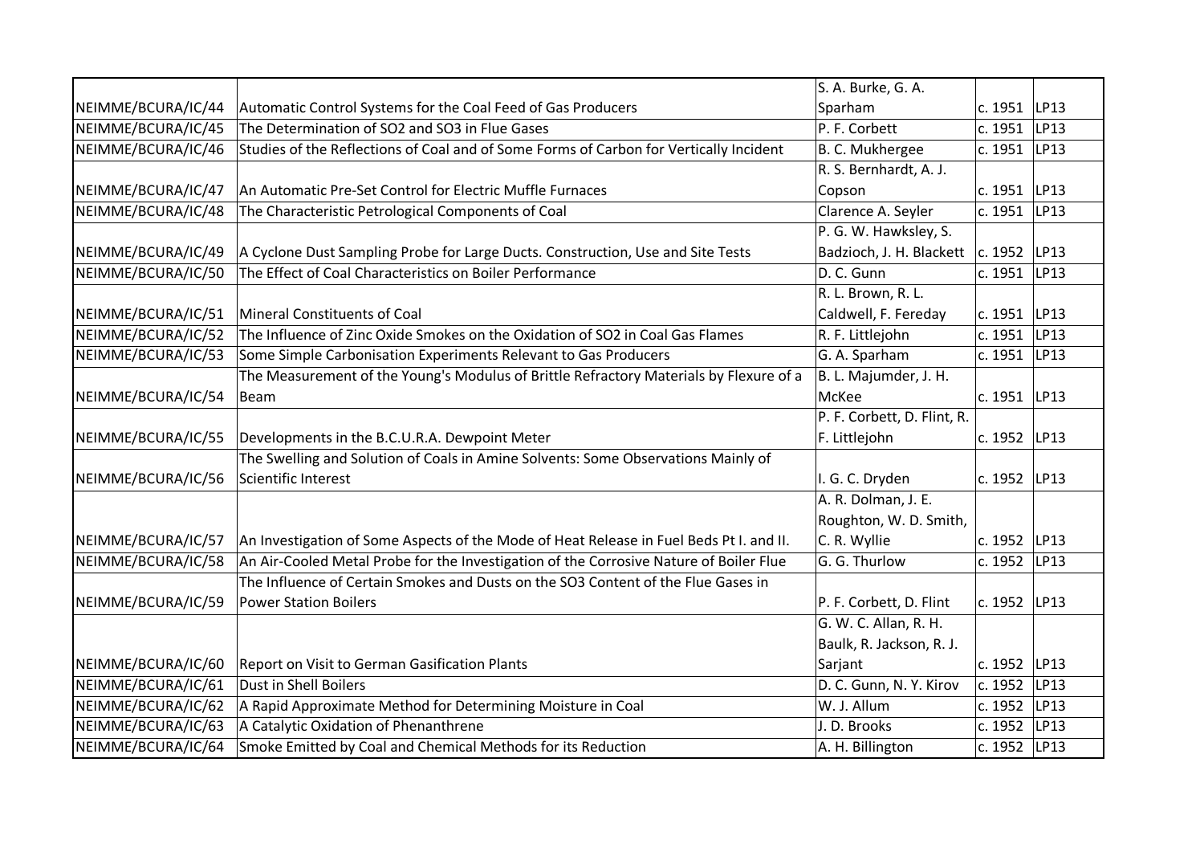| | | | | |
|---|---|---|---|---|
| NEIMME/BCURA/IC/44 | Automatic Control Systems for the Coal Feed of Gas Producers | S. A. Burke, G. A. Sparham | c. 1951 | LP13 |
| NEIMME/BCURA/IC/45 | The Determination of $SO_2$ and $SO_3$ in Flue Gases | P. F. Corbett | c. 1951 | LP13 |
| NEIMME/BCURA/IC/46 | Studies of the Reflections of Coal and of Some Forms of Carbon for Vertically Incident | B. C. Mukhergee | c. 1951 | LP13 |
| NEIMME/BCURA/IC/47 | An Automatic Pre-Set Control for Electric Muffle Furnaces | R. S. Bernhardt, A. J. Copson | c. 1951 | LP13 |
| NEIMME/BCURA/IC/48 | The Characteristic Petrological Components of Coal | Clarence A. Seyler | c. 1951 | LP13 |
| NEIMME/BCURA/IC/49 | A Cyclone Dust Sampling Probe for Large Ducts. Construction, Use and Site Tests | P. G. W. Hawksley, S. Badzioch, J. H. Blackett | c. 1952 | LP13 |
| NEIMME/BCURA/IC/50 | The Effect of Coal Characteristics on Boiler Performance | D. C. Gunn | c. 1951 | LP13 |
| NEIMME/BCURA/IC/51 | Mineral Constituents of Coal | R. L. Brown, R. L. Caldwell, F. Fereday | c. 1951 | LP13 |
| NEIMME/BCURA/IC/52 | The Influence of Zinc Oxide Smokes on the Oxidation of $SO_2$ in Coal Gas Flames | R. F. Littlejohn | c. 1951 | LP13 |
| NEIMME/BCURA/IC/53 | Some Simple Carbonisation Experiments Relevant to Gas Producers | G. A. Sparham | c. 1951 | LP13 |
| NEIMME/BCURA/IC/54 | The Measurement of the Young's Modulus of Brittle Refractory Materials by Flexure of a Beam | B. L. Majumder, J. H. McKee | c. 1951 | LP13 |
| NEIMME/BCURA/IC/55 | Developments in the B.C.U.R.A. Dewpoint Meter | P. F. Corbett, D. Flint, R. F. Littlejohn | c. 1952 | LP13 |
| NEIMME/BCURA/IC/56 | The Swelling and Solution of Coals in Amine Solvents: Some Observations Mainly of Scientific Interest | I. G. C. Dryden | c. 1952 | LP13 |
| NEIMME/BCURA/IC/57 | An Investigation of Some Aspects of the Mode of Heat Release in Fuel Beds Pt I. and II. | A. R. Dolman, J. E. Roughton, W. D. Smith, C. R. Wyllie | c. 1952 | LP13 |
| NEIMME/BCURA/IC/58 | An Air-Cooled Metal Probe for the Investigation of the Corrosive Nature of Boiler Flue | G. G. Thurlow | c. 1952 | LP13 |
| NEIMME/BCURA/IC/59 | The Influence of Certain Smokes and Dusts on the $SO_3$ Content of the Flue Gases in Power Station Boilers | P. F. Corbett, D. Flint | c. 1952 | LP13 |
| NEIMME/BCURA/IC/60 | Report on Visit to German Gasification Plants | G. W. C. Allan, R. H. Baulk, R. Jackson, R. J. Sarjant | c. 1952 | LP13 |
| NEIMME/BCURA/IC/61 | Dust in Shell Boilers | D. C. Gunn, N. Y. Kirov | c. 1952 | LP13 |
| NEIMME/BCURA/IC/62 | A Rapid Approximate Method for Determining Moisture in Coal | W. J. Allum | c. 1952 | LP13 |
| NEIMME/BCURA/IC/63 | A Catalytic Oxidation of Phenanthrene | J. D. Brooks | c. 1952 | LP13 |
| NEIMME/BCURA/IC/64 | Smoke Emitted by Coal and Chemical Methods for its Reduction | A. H. Billington | c. 1952 | LP13 |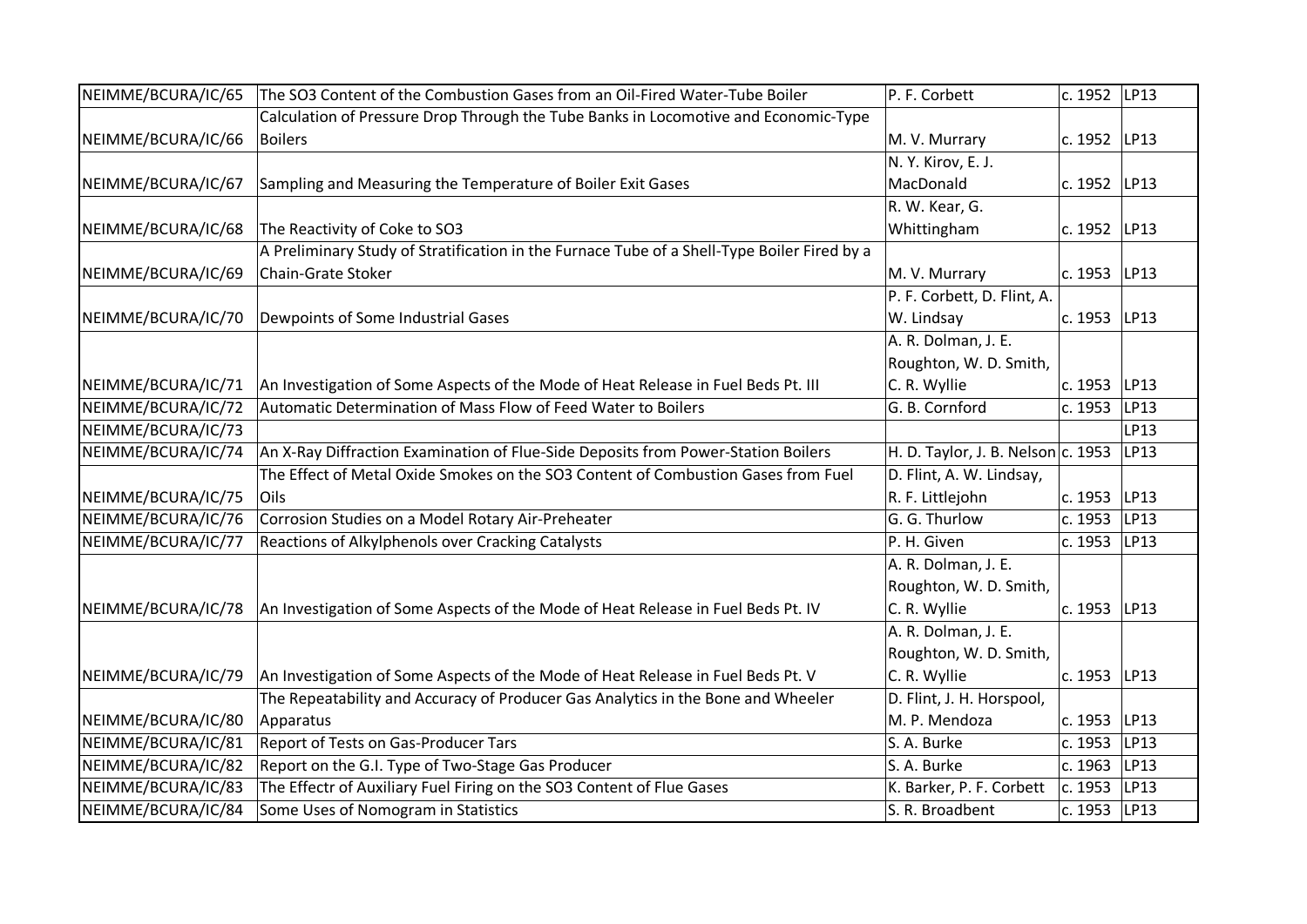| | | | | |
|---|---|---|---|---|
| NEIMME/BCURA/IC/65 | The $SO_3$ Content of the Combustion Gases from an Oil-Fired Water-Tube Boiler | P. F. Corbett | c. 1952 | LP13 |
| NEIMME/BCURA/IC/66 | Calculation of Pressure Drop Through the Tube Banks in Locomotive and Economic-Type Boilers | M. V. Murrary | c. 1952 | LP13 |
| NEIMME/BCURA/IC/67 | Sampling and Measuring the Temperature of Boiler Exit Gases | N. Y. Kirov, E. J. MacDonald | c. 1952 | LP13 |
| NEIMME/BCURA/IC/68 | The Reactivity of Coke to $SO_3$ | R. W. Kear, G. Whittingham | c. 1952 | LP13 |
| NEIMME/BCURA/IC/69 | A Preliminary Study of Stratification in the Furnace Tube of a Shell-Type Boiler Fired by a Chain-Grate Stoker | M. V. Murrary | c. 1953 | LP13 |
| NEIMME/BCURA/IC/70 | Dewpoints of Some Industrial Gases | P. F. Corbett, D. Flint, A. W. Lindsay | c. 1953 | LP13 |
| NEIMME/BCURA/IC/71 | An Investigation of Some Aspects of the Mode of Heat Release in Fuel Beds Pt. III | A. R. Dolman, J. E. Roughton, W. D. Smith, C. R. Wyllie | c. 1953 | LP13 |
| NEIMME/BCURA/IC/72 | Automatic Determination of Mass Flow of Feed Water to Boilers | G. B. Cornford | c. 1953 | LP13 |
| NEIMME/BCURA/IC/73 | | | | LP13 |
| NEIMME/BCURA/IC/74 | An X-Ray Diffraction Examination of Flue-Side Deposits from Power-Station Boilers | H. D. Taylor, J. B. Nelson | c. 1953 | LP13 |
| NEIMME/BCURA/IC/75 | The Effect of Metal Oxide Smokes on the $SO_3$ Content of Combustion Gases from Fuel Oils | D. Flint, A. W. Lindsay, R. F. Littlejohn | c. 1953 | LP13 |
| NEIMME/BCURA/IC/76 | Corrosion Studies on a Model Rotary Air-Preheater | G. G. Thurlow | c. 1953 | LP13 |
| NEIMME/BCURA/IC/77 | Reactions of Alkylphenols over Cracking Catalysts | P. H. Given | c. 1953 | LP13 |
| NEIMME/BCURA/IC/78 | An Investigation of Some Aspects of the Mode of Heat Release in Fuel Beds Pt. IV | A. R. Dolman, J. E. Roughton, W. D. Smith, C. R. Wyllie | c. 1953 | LP13 |
| NEIMME/BCURA/IC/79 | An Investigation of Some Aspects of the Mode of Heat Release in Fuel Beds Pt. V | A. R. Dolman, J. E. Roughton, W. D. Smith, C. R. Wyllie | c. 1953 | LP13 |
| NEIMME/BCURA/IC/80 | The Repeatability and Accuracy of Producer Gas Analytics in the Bone and Wheeler Apparatus | D. Flint, J. H. Horspool, M. P. Mendoza | c. 1953 | LP13 |
| NEIMME/BCURA/IC/81 | Report of Tests on Gas-Producer Tars | S. A. Burke | c. 1953 | LP13 |
| NEIMME/BCURA/IC/82 | Report on the G.I. Type of Two-Stage Gas Producer | S. A. Burke | c. 1963 | LP13 |
| NEIMME/BCURA/IC/83 | The Effectr of Auxiliary Fuel Firing on the $SO_3$ Content of Flue Gases | K. Barker, P. F. Corbett | c. 1953 | LP13 |
| NEIMME/BCURA/IC/84 | Some Uses of Nomogram in Statistics | S. R. Broadbent | c. 1953 | LP13 |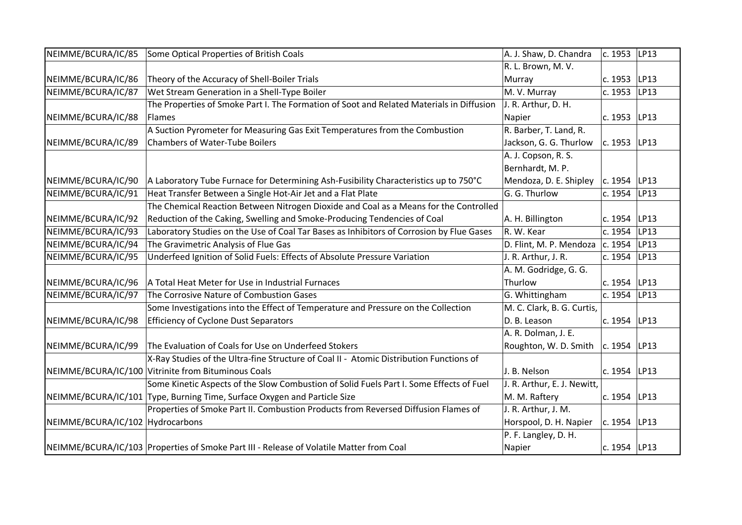| NEIMME/BCURA/IC/85 | Some Optical Properties of British Coals | A. J. Shaw, D. Chandra | c. 1953 | LP13 |
|---|---|---|---|---|
| NEIMME/BCURA/IC/86 | Theory of the Accuracy of Shell-Boiler Trials | R. L. Brown, M. V. Murray | c. 1953 | LP13 |
| NEIMME/BCURA/IC/87 | Wet Stream Generation in a Shell-Type Boiler | M. V. Murray | c. 1953 | LP13 |
| NEIMME/BCURA/IC/88 | The Properties of Smoke Part I. The Formation of Soot and Related Materials in Diffusion Flames | J. R. Arthur, D. H. Napier | c. 1953 | LP13 |
| NEIMME/BCURA/IC/89 | A Suction Pyrometer for Measuring Gas Exit Temperatures from the Combustion Chambers of Water-Tube Boilers | R. Barber, T. Land, R. Jackson, G. G. Thurlow | c. 1953 | LP13 |
| NEIMME/BCURA/IC/90 | A Laboratory Tube Furnace for Determining Ash-Fusibility Characteristics up to 750°C | A. J. Copson, R. S. Bernhardt, M. P. Mendoza, D. E. Shipley | c. 1954 | LP13 |
| NEIMME/BCURA/IC/91 | Heat Transfer Between a Single Hot-Air Jet and a Flat Plate | G. G. Thurlow | c. 1954 | LP13 |
| NEIMME/BCURA/IC/92 | The Chemical Reaction Between Nitrogen Dioxide and Coal as a Means for the Controlled Reduction of the Caking, Swelling and Smoke-Producing Tendencies of Coal | A. H. Billington | c. 1954 | LP13 |
| NEIMME/BCURA/IC/93 | Laboratory Studies on the Use of Coal Tar Bases as Inhibitors of Corrosion by Flue Gases | R. W. Kear | c. 1954 | LP13 |
| NEIMME/BCURA/IC/94 | The Gravimetric Analysis of Flue Gas | D. Flint, M. P. Mendoza | c. 1954 | LP13 |
| NEIMME/BCURA/IC/95 | Underfeed Ignition of Solid Fuels: Effects of Absolute Pressure Variation | J. R. Arthur, J. R. | c. 1954 | LP13 |
| NEIMME/BCURA/IC/96 | A Total Heat Meter for Use in Industrial Furnaces | A. M. Godridge, G. G. Thurlow | c. 1954 | LP13 |
| NEIMME/BCURA/IC/97 | The Corrosive Nature of Combustion Gases | G. Whittingham | c. 1954 | LP13 |
| NEIMME/BCURA/IC/98 | Some Investigations into the Effect of Temperature and Pressure on the Collection Efficiency of Cyclone Dust Separators | M. C. Clark, B. G. Curtis, D. B. Leason | c. 1954 | LP13 |
| NEIMME/BCURA/IC/99 | The Evaluation of Coals for Use on Underfeed Stokers | A. R. Dolman, J. E. Roughton, W. D. Smith | c. 1954 | LP13 |
| NEIMME/BCURA/IC/100 | X-Ray Studies of the Ultra-fine Structure of Coal II - Atomic Distribution Functions of Vitrinite from Bituminous Coals | J. B. Nelson | c. 1954 | LP13 |
| NEIMME/BCURA/IC/101 | Some Kinetic Aspects of the Slow Combustion of Solid Fuels Part I. Some Effects of Fuel Type, Burning Time, Surface Oxygen and Particle Size | J. R. Arthur, E. J. Newitt, M. M. Raftery | c. 1954 | LP13 |
| NEIMME/BCURA/IC/102 | Properties of Smoke Part II. Combustion Products from Reversed Diffusion Flames of Hydrocarbons | J. R. Arthur, J. M. Horspool, D. H. Napier | c. 1954 | LP13 |
| NEIMME/BCURA/IC/103 | Properties of Smoke Part III - Release of Volatile Matter from Coal | P. F. Langley, D. H. Napier | c. 1954 | LP13 |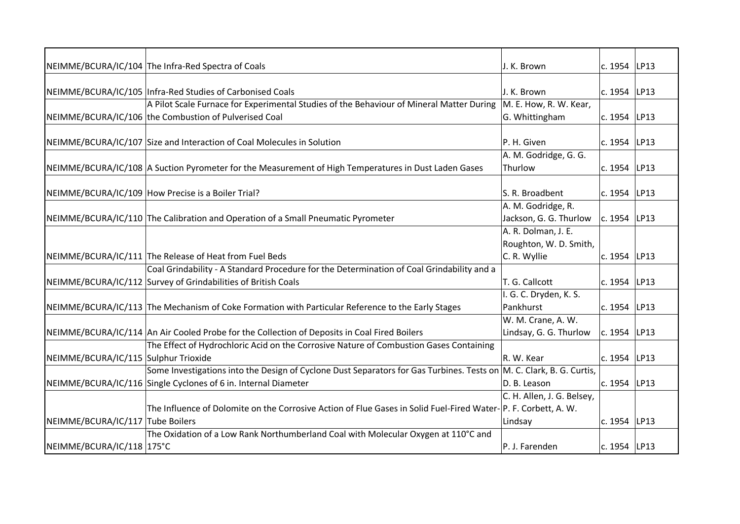| | | | | |
|---|---|---|---|---|
| NEIMME/BCURA/IC/104 | The Infra-Red Spectra of Coals | J. K. Brown | c. 1954 | LP13 |
| NEIMME/BCURA/IC/105 | Infra-Red Studies of Carbonised Coals | J. K. Brown | c. 1954 | LP13 |
| NEIMME/BCURA/IC/106 | A Pilot Scale Furnace for Experimental Studies of the Behaviour of Mineral Matter During the Combustion of Pulverised Coal | M. E. How, R. W. Kear, G. Whittingham | c. 1954 | LP13 |
| NEIMME/BCURA/IC/107 | Size and Interaction of Coal Molecules in Solution | P. H. Given | c. 1954 | LP13 |
| NEIMME/BCURA/IC/108 | A Suction Pyrometer for the Measurement of High Temperatures in Dust Laden Gases | A. M. Godridge, G. G. Thurlow | c. 1954 | LP13 |
| NEIMME/BCURA/IC/109 | How Precise is a Boiler Trial? | S. R. Broadbent | c. 1954 | LP13 |
| NEIMME/BCURA/IC/110 | The Calibration and Operation of a Small Pneumatic Pyrometer | A. M. Godridge, R. Jackson, G. G. Thurlow | c. 1954 | LP13 |
| NEIMME/BCURA/IC/111 | The Release of Heat from Fuel Beds | A. R. Dolman, J. E. Roughton, W. D. Smith, C. R. Wyllie | c. 1954 | LP13 |
| NEIMME/BCURA/IC/112 | Coal Grindability - A Standard Procedure for the Determination of Coal Grindability and a Survey of Grindabilities of British Coals | T. G. Callcott | c. 1954 | LP13 |
| NEIMME/BCURA/IC/113 | The Mechanism of Coke Formation with Particular Reference to the Early Stages | I. G. C. Dryden, K. S. Pankhurst | c. 1954 | LP13 |
| NEIMME/BCURA/IC/114 | An Air Cooled Probe for the Collection of Deposits in Coal Fired Boilers | W. M. Crane, A. W. Lindsay, G. G. Thurlow | c. 1954 | LP13 |
| NEIMME/BCURA/IC/115 | The Effect of Hydrochloric Acid on the Corrosive Nature of Combustion Gases Containing Sulphur Trioxide | R. W. Kear | c. 1954 | LP13 |
| NEIMME/BCURA/IC/116 | Some Investigations into the Design of Cyclone Dust Separators for Gas Turbines. Tests on Single Cyclones of 6 in. Internal Diameter | M. C. Clark, B. G. Curtis, D. B. Leason | c. 1954 | LP13 |
| NEIMME/BCURA/IC/117 | The Influence of Dolomite on the Corrosive Action of Flue Gases in Solid Fuel-Fired Water-Tube Boilers | C. H. Allen, J. G. Belsey, P. F. Corbett, A. W. Lindsay | c. 1954 | LP13 |
| NEIMME/BCURA/IC/118 | The Oxidation of a Low Rank Northumberland Coal with Molecular Oxygen at 110°C and 175°C | P. J. Farenden | c. 1954 | LP13 |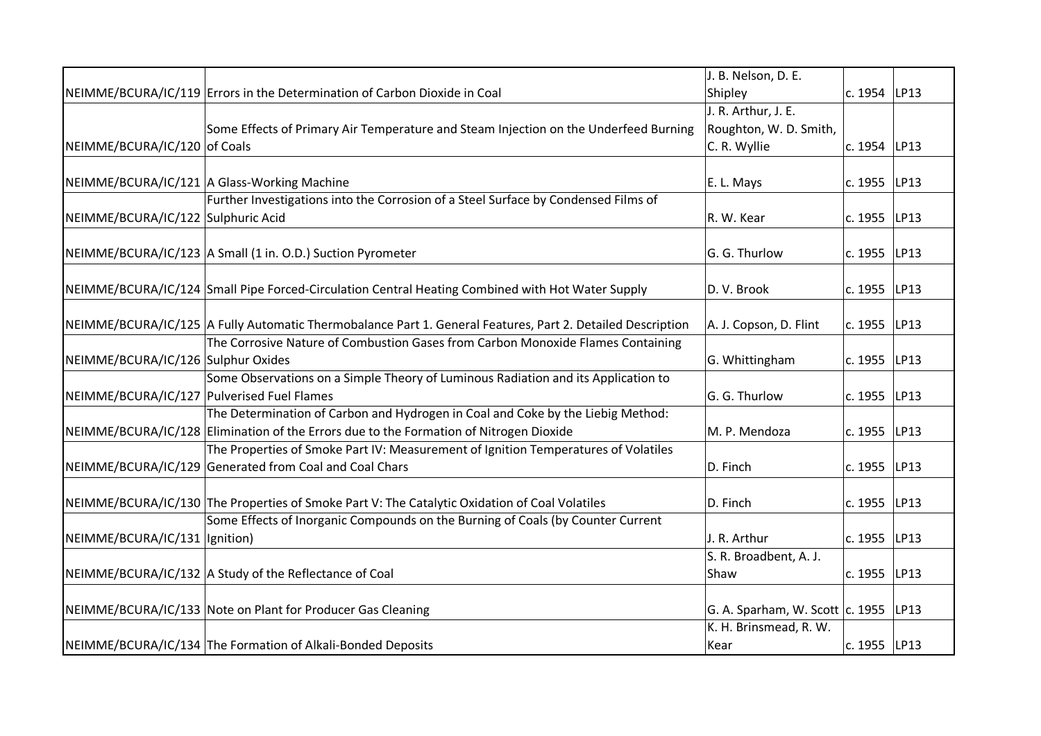| | | | | |
|---|---|---|---|---|
| NEIMME/BCURA/IC/119 | Errors in the Determination of Carbon Dioxide in Coal | J. B. Nelson, D. E. Shipley | c. 1954 | LP13 |
| NEIMME/BCURA/IC/120 | Some Effects of Primary Air Temperature and Steam Injection on the Underfeed Burning of Coals | J. R. Arthur, J. E. Roughton, W. D. Smith, C. R. Wyllie | c. 1954 | LP13 |
| NEIMME/BCURA/IC/121 | A Glass-Working Machine | E. L. Mays | c. 1955 | LP13 |
| NEIMME/BCURA/IC/122 | Further Investigations into the Corrosion of a Steel Surface by Condensed Films of Sulphuric Acid | R. W. Kear | c. 1955 | LP13 |
| NEIMME/BCURA/IC/123 | A Small (1 in. O.D.) Suction Pyrometer | G. G. Thurlow | c. 1955 | LP13 |
| NEIMME/BCURA/IC/124 | Small Pipe Forced-Circulation Central Heating Combined with Hot Water Supply | D. V. Brook | c. 1955 | LP13 |
| NEIMME/BCURA/IC/125 | A Fully Automatic Thermobalance Part 1. General Features, Part 2. Detailed Description | A. J. Copson, D. Flint | c. 1955 | LP13 |
| NEIMME/BCURA/IC/126 | The Corrosive Nature of Combustion Gases from Carbon Monoxide Flames Containing Sulphur Oxides | G. Whittingham | c. 1955 | LP13 |
| NEIMME/BCURA/IC/127 | Some Observations on a Simple Theory of Luminous Radiation and its Application to Pulverised Fuel Flames | G. G. Thurlow | c. 1955 | LP13 |
| NEIMME/BCURA/IC/128 | The Determination of Carbon and Hydrogen in Coal and Coke by the Liebig Method: Elimination of the Errors due to the Formation of Nitrogen Dioxide | M. P. Mendoza | c. 1955 | LP13 |
| NEIMME/BCURA/IC/129 | The Properties of Smoke Part IV: Measurement of Ignition Temperatures of Volatiles Generated from Coal and Coal Chars | D. Finch | c. 1955 | LP13 |
| NEIMME/BCURA/IC/130 | The Properties of Smoke Part V: The Catalytic Oxidation of Coal Volatiles | D. Finch | c. 1955 | LP13 |
| NEIMME/BCURA/IC/131 | Some Effects of Inorganic Compounds on the Burning of Coals (by Counter Current Ignition) | J. R. Arthur | c. 1955 | LP13 |
| NEIMME/BCURA/IC/132 | A Study of the Reflectance of Coal | S. R. Broadbent, A. J. Shaw | c. 1955 | LP13 |
| NEIMME/BCURA/IC/133 | Note on Plant for Producer Gas Cleaning | G. A. Sparham, W. Scott | c. 1955 | LP13 |
| NEIMME/BCURA/IC/134 | The Formation of Alkali-Bonded Deposits | K. H. Brinsmead, R. W. Kear | c. 1955 | LP13 |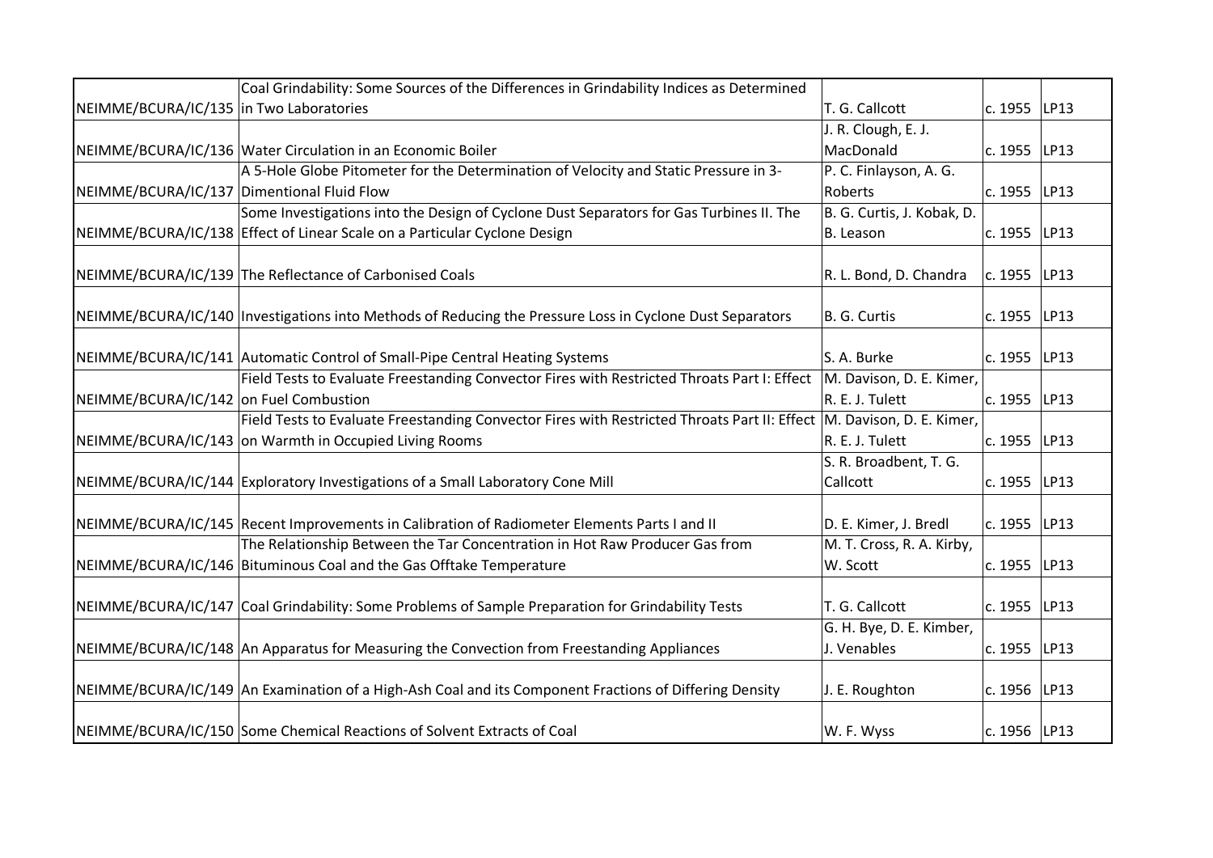| | | | | |
|---|---|---|---|---|
| NEIMME/BCURA/IC/135 | Coal Grindability: Some Sources of the Differences in Grindability Indices as Determined in Two Laboratories | T. G. Callcott | c. 1955 | LP13 |
| NEIMME/BCURA/IC/136 | Water Circulation in an Economic Boiler | J. R. Clough, E. J. MacDonald | c. 1955 | LP13 |
| NEIMME/BCURA/IC/137 | A 5-Hole Globe Pitometer for the Determination of Velocity and Static Pressure in 3-Dimentional Fluid Flow | P. C. Finlayson, A. G. Roberts | c. 1955 | LP13 |
| NEIMME/BCURA/IC/138 | Some Investigations into the Design of Cyclone Dust Separators for Gas Turbines II. The Effect of Linear Scale on a Particular Cyclone Design | B. G. Curtis, J. Kobak, D. B. Leason | c. 1955 | LP13 |
| NEIMME/BCURA/IC/139 | The Reflectance of Carbonised Coals | R. L. Bond, D. Chandra | c. 1955 | LP13 |
| NEIMME/BCURA/IC/140 | Investigations into Methods of Reducing the Pressure Loss in Cyclone Dust Separators | B. G. Curtis | c. 1955 | LP13 |
| NEIMME/BCURA/IC/141 | Automatic Control of Small-Pipe Central Heating Systems | S. A. Burke | c. 1955 | LP13 |
| NEIMME/BCURA/IC/142 | Field Tests to Evaluate Freestanding Convector Fires with Restricted Throats Part I: Effect on Fuel Combustion | M. Davison, D. E. Kimer, R. E. J. Tulett | c. 1955 | LP13 |
| NEIMME/BCURA/IC/143 | Field Tests to Evaluate Freestanding Convector Fires with Restricted Throats Part II: Effect on Warmth in Occupied Living Rooms | M. Davison, D. E. Kimer, R. E. J. Tulett | c. 1955 | LP13 |
| NEIMME/BCURA/IC/144 | Exploratory Investigations of a Small Laboratory Cone Mill | S. R. Broadbent, T. G. Callcott | c. 1955 | LP13 |
| NEIMME/BCURA/IC/145 | Recent Improvements in Calibration of Radiometer Elements Parts I and II | D. E. Kimer, J. Bredl | c. 1955 | LP13 |
| NEIMME/BCURA/IC/146 | The Relationship Between the Tar Concentration in Hot Raw Producer Gas from Bituminous Coal and the Gas Offtake Temperature | M. T. Cross, R. A. Kirby, W. Scott | c. 1955 | LP13 |
| NEIMME/BCURA/IC/147 | Coal Grindability: Some Problems of Sample Preparation for Grindability Tests | T. G. Callcott | c. 1955 | LP13 |
| NEIMME/BCURA/IC/148 | An Apparatus for Measuring the Convection from Freestanding Appliances | G. H. Bye, D. E. Kimber, J. Venables | c. 1955 | LP13 |
| NEIMME/BCURA/IC/149 | An Examination of a High-Ash Coal and its Component Fractions of Differing Density | J. E. Roughton | c. 1956 | LP13 |
| NEIMME/BCURA/IC/150 | Some Chemical Reactions of Solvent Extracts of Coal | W. F. Wyss | c. 1956 | LP13 |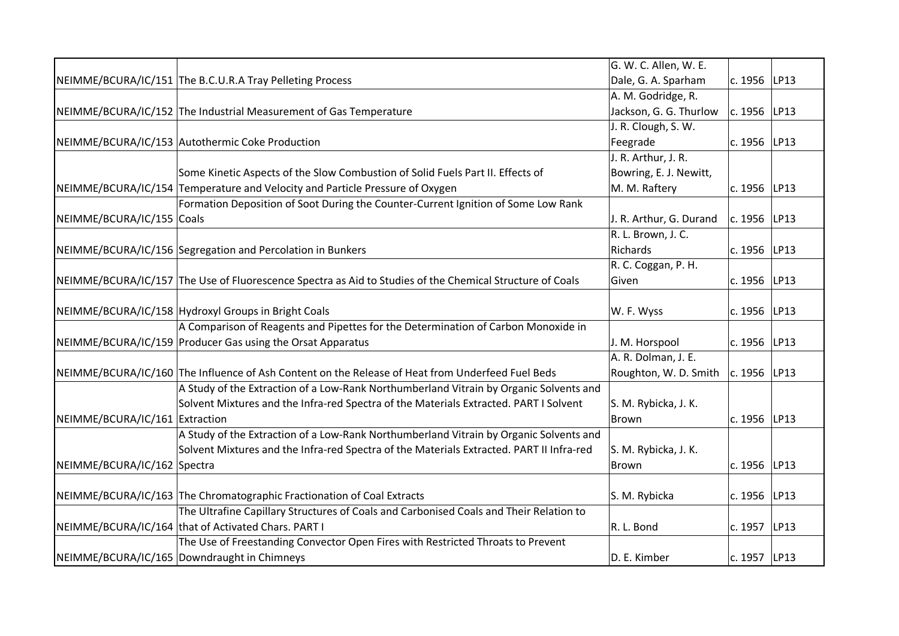| | | | | |
|---|---|---|---|---|
| NEIMME/BCURA/IC/151 | The B.C.U.R.A Tray Pelleting Process | G. W. C. Allen, W. E. Dale, G. A. Sparham | c. 1956 | LP13 |
| NEIMME/BCURA/IC/152 | The Industrial Measurement of Gas Temperature | A. M. Godridge, R. Jackson, G. G. Thurlow | c. 1956 | LP13 |
| NEIMME/BCURA/IC/153 | Autothermic Coke Production | J. R. Clough, S. W. Feegrade | c. 1956 | LP13 |
| NEIMME/BCURA/IC/154 | Some Kinetic Aspects of the Slow Combustion of Solid Fuels Part II. Effects of Temperature and Velocity and Particle Pressure of Oxygen | J. R. Arthur, J. R. Bowring, E. J. Newitt, M. M. Raftery | c. 1956 | LP13 |
| NEIMME/BCURA/IC/155 | Formation Deposition of Soot During the Counter-Current Ignition of Some Low Rank Coals | J. R. Arthur, G. Durand | c. 1956 | LP13 |
| NEIMME/BCURA/IC/156 | Segregation and Percolation in Bunkers | R. L. Brown, J. C. Richards | c. 1956 | LP13 |
| NEIMME/BCURA/IC/157 | The Use of Fluorescence Spectra as Aid to Studies of the Chemical Structure of Coals | R. C. Coggan, P. H. Given | c. 1956 | LP13 |
| NEIMME/BCURA/IC/158 | Hydroxyl Groups in Bright Coals | W. F. Wyss | c. 1956 | LP13 |
| NEIMME/BCURA/IC/159 | A Comparison of Reagents and Pipettes for the Determination of Carbon Monoxide in Producer Gas using the Orsat Apparatus | J. M. Horspool | c. 1956 | LP13 |
| NEIMME/BCURA/IC/160 | The Influence of Ash Content on the Release of Heat from Underfeed Fuel Beds | A. R. Dolman, J. E. Roughton, W. D. Smith | c. 1956 | LP13 |
| NEIMME/BCURA/IC/161 | A Study of the Extraction of a Low-Rank Northumberland Vitrain by Organic Solvents and Solvent Mixtures and the Infra-red Spectra of the Materials Extracted. PART I Solvent Extraction | S. M. Rybicka, J. K. Brown | c. 1956 | LP13 |
| NEIMME/BCURA/IC/162 | A Study of the Extraction of a Low-Rank Northumberland Vitrain by Organic Solvents and Solvent Mixtures and the Infra-red Spectra of the Materials Extracted. PART II Infra-red Spectra | S. M. Rybicka, J. K. Brown | c. 1956 | LP13 |
| NEIMME/BCURA/IC/163 | The Chromatographic Fractionation of Coal Extracts | S. M. Rybicka | c. 1956 | LP13 |
| NEIMME/BCURA/IC/164 | The Ultrafine Capillary Structures of Coals and Carbonised Coals and Their Relation to that of Activated Chars. PART I | R. L. Bond | c. 1957 | LP13 |
| NEIMME/BCURA/IC/165 | The Use of Freestanding Convector Open Fires with Restricted Throats to Prevent Downdraught in Chimneys | D. E. Kimber | c. 1957 | LP13 |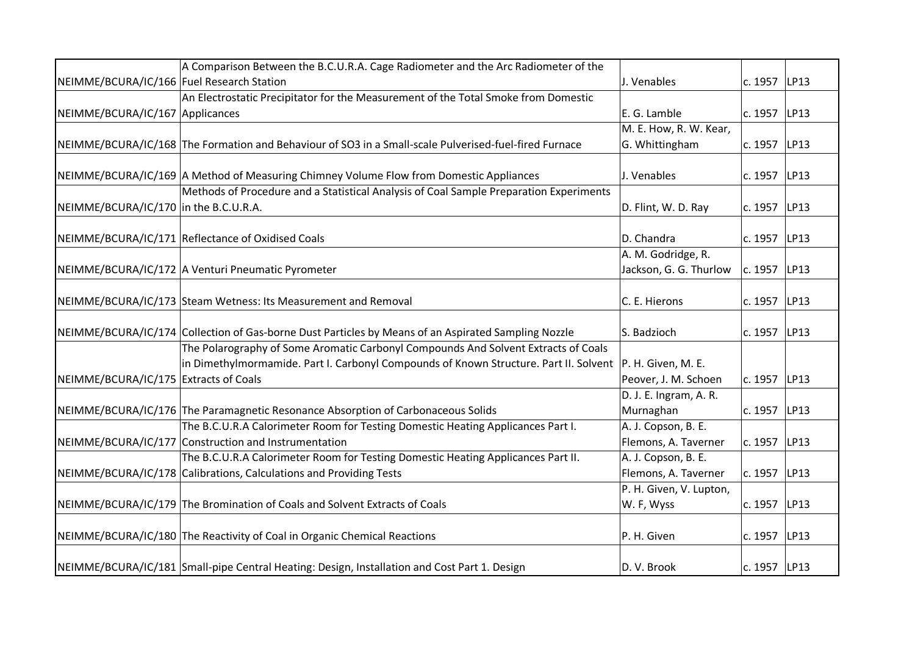| | | | | |
|---|---|---|---|---|
| NEIMME/BCURA/IC/166 | A Comparison Between the B.C.U.R.A. Cage Radiometer and the Arc Radiometer of the Fuel Research Station | J. Venables | c. 1957 | LP13 |
| NEIMME/BCURA/IC/167 | An Electrostatic Precipitator for the Measurement of the Total Smoke from Domestic Applicances | E. G. Lamble | c. 1957 | LP13 |
| NEIMME/BCURA/IC/168 | The Formation and Behaviour of SO3 in a Small-scale Pulverised-fuel-fired Furnace | M. E. How, R. W. Kear, G. Whittingham | c. 1957 | LP13 |
| NEIMME/BCURA/IC/169 | A Method of Measuring Chimney Volume Flow from Domestic Appliances | J. Venables | c. 1957 | LP13 |
| NEIMME/BCURA/IC/170 | Methods of Procedure and a Statistical Analysis of Coal Sample Preparation Experiments in the B.C.U.R.A. | D. Flint, W. D. Ray | c. 1957 | LP13 |
| NEIMME/BCURA/IC/171 | Reflectance of Oxidised Coals | D. Chandra | c. 1957 | LP13 |
| NEIMME/BCURA/IC/172 | A Venturi Pneumatic Pyrometer | A. M. Godridge, R. Jackson, G. G. Thurlow | c. 1957 | LP13 |
| NEIMME/BCURA/IC/173 | Steam Wetness: Its Measurement and Removal | C. E. Hierons | c. 1957 | LP13 |
| NEIMME/BCURA/IC/174 | Collection of Gas-borne Dust Particles by Means of an Aspirated Sampling Nozzle | S. Badzioch | c. 1957 | LP13 |
| NEIMME/BCURA/IC/175 | The Polarography of Some Aromatic Carbonyl Compounds And Solvent Extracts of Coals in Dimethylmormamide. Part I. Carbonyl Compounds of Known Structure. Part II. Solvent Extracts of Coals | P. H. Given, M. E. Peover, J. M. Schoen | c. 1957 | LP13 |
| NEIMME/BCURA/IC/176 | The Paramagnetic Resonance Absorption of Carbonaceous Solids | D. J. E. Ingram, A. R. Murnaghan | c. 1957 | LP13 |
| NEIMME/BCURA/IC/177 | The B.C.U.R.A Calorimeter Room for Testing Domestic Heating Applicances Part I. Construction and Instrumentation | A. J. Copson, B. E. Flemons, A. Taverner | c. 1957 | LP13 |
| NEIMME/BCURA/IC/178 | The B.C.U.R.A Calorimeter Room for Testing Domestic Heating Applicances Part II. Calibrations, Calculations and Providing Tests | A. J. Copson, B. E. Flemons, A. Taverner | c. 1957 | LP13 |
| NEIMME/BCURA/IC/179 | The Bromination of Coals and Solvent Extracts of Coals | P. H. Given, V. Lupton, W. F, Wyss | c. 1957 | LP13 |
| NEIMME/BCURA/IC/180 | The Reactivity of Coal in Organic Chemical Reactions | P. H. Given | c. 1957 | LP13 |
| NEIMME/BCURA/IC/181 | Small-pipe Central Heating: Design, Installation and Cost Part 1. Design | D. V. Brook | c. 1957 | LP13 |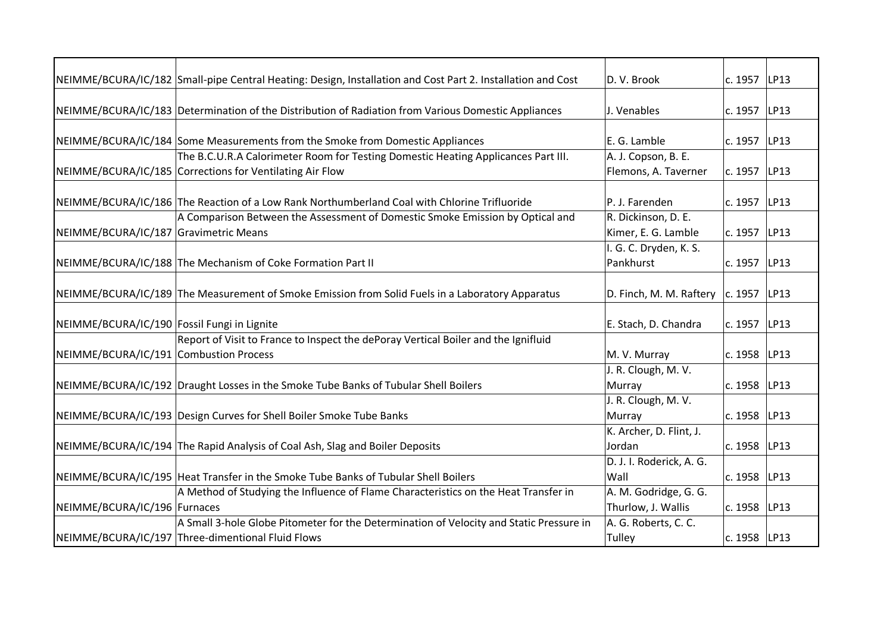| | | | | |
|---|---|---|---|---|
| NEIMME/BCURA/IC/182 | Small-pipe Central Heating: Design, Installation and Cost Part 2. Installation and Cost | D. V. Brook | c. 1957 | LP13 |
| NEIMME/BCURA/IC/183 | Determination of the Distribution of Radiation from Various Domestic Appliances | J. Venables | c. 1957 | LP13 |
| NEIMME/BCURA/IC/184 | Some Measurements from the Smoke from Domestic Appliances | E. G. Lamble | c. 1957 | LP13 |
| NEIMME/BCURA/IC/185 | The B.C.U.R.A Calorimeter Room for Testing Domestic Heating Applicances Part III. Corrections for Ventilating Air Flow | A. J. Copson, B. E. Flemons, A. Taverner | c. 1957 | LP13 |
| NEIMME/BCURA/IC/186 | The Reaction of a Low Rank Northumberland Coal with Chlorine Trifluoride | P. J. Farenden | c. 1957 | LP13 |
| NEIMME/BCURA/IC/187 | A Comparison Between the Assessment of Domestic Smoke Emission by Optical and Gravimetric Means | R. Dickinson, D. E. Kimer, E. G. Lamble | c. 1957 | LP13 |
| NEIMME/BCURA/IC/188 | The Mechanism of Coke Formation Part II | I. G. C. Dryden, K. S. Pankhurst | c. 1957 | LP13 |
| NEIMME/BCURA/IC/189 | The Measurement of Smoke Emission from Solid Fuels in a Laboratory Apparatus | D. Finch, M. M. Raftery | c. 1957 | LP13 |
| NEIMME/BCURA/IC/190 | Fossil Fungi in Lignite | E. Stach, D. Chandra | c. 1957 | LP13 |
| NEIMME/BCURA/IC/191 | Report of Visit to France to Inspect the dePoray Vertical Boiler and the Ignifluid Combustion Process | M. V. Murray | c. 1958 | LP13 |
| NEIMME/BCURA/IC/192 | Draught Losses in the Smoke Tube Banks of Tubular Shell Boilers | J. R. Clough, M. V. Murray | c. 1958 | LP13 |
| NEIMME/BCURA/IC/193 | Design Curves for Shell Boiler Smoke Tube Banks | J. R. Clough, M. V. Murray | c. 1958 | LP13 |
| NEIMME/BCURA/IC/194 | The Rapid Analysis of Coal Ash, Slag and Boiler Deposits | K. Archer, D. Flint, J. Jordan | c. 1958 | LP13 |
| NEIMME/BCURA/IC/195 | Heat Transfer in the Smoke Tube Banks of Tubular Shell Boilers | D. J. I. Roderick, A. G. Wall | c. 1958 | LP13 |
| NEIMME/BCURA/IC/196 | A Method of Studying the Influence of Flame Characteristics on the Heat Transfer in Furnaces | A. M. Godridge, G. G. Thurlow, J. Wallis | c. 1958 | LP13 |
| NEIMME/BCURA/IC/197 | A Small 3-hole Globe Pitometer for the Determination of Velocity and Static Pressure in Three-dimentional Fluid Flows | A. G. Roberts, C. C. Tulley | c. 1958 | LP13 |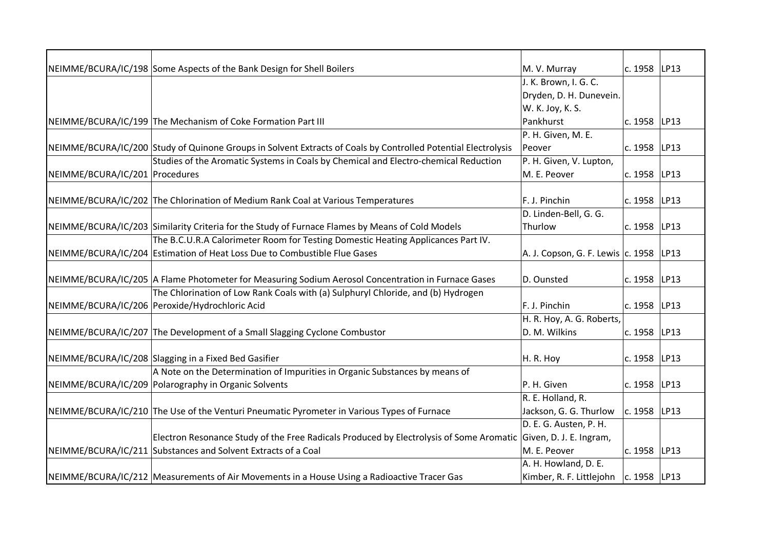| | | | | |
|---|---|---|---|---|
| NEIMME/BCURA/IC/198 | Some Aspects of the Bank Design for Shell Boilers | M. V. Murray | c. 1958 | LP13 |
| NEIMME/BCURA/IC/199 | The Mechanism of Coke Formation Part III | J. K. Brown, I. G. C. Dryden, D. H. Dunevein. W. K. Joy, K. S. Pankhurst | c. 1958 | LP13 |
| NEIMME/BCURA/IC/200 | Study of Quinone Groups in Solvent Extracts of Coals by Controlled Potential Electrolysis | P. H. Given, M. E. Peover | c. 1958 | LP13 |
| NEIMME/BCURA/IC/201 | Studies of the Aromatic Systems in Coals by Chemical and Electro-chemical Reduction Procedures | P. H. Given, V. Lupton, M. E. Peover | c. 1958 | LP13 |
| NEIMME/BCURA/IC/202 | The Chlorination of Medium Rank Coal at Various Temperatures | F. J. Pinchin | c. 1958 | LP13 |
| NEIMME/BCURA/IC/203 | Similarity Criteria for the Study of Furnace Flames by Means of Cold Models | D. Linden-Bell, G. G. Thurlow | c. 1958 | LP13 |
| NEIMME/BCURA/IC/204 | The B.C.U.R.A Calorimeter Room for Testing Domestic Heating Applicances Part IV. Estimation of Heat Loss Due to Combustible Flue Gases | A. J. Copson, G. F. Lewis | c. 1958 | LP13 |
| NEIMME/BCURA/IC/205 | A Flame Photometer for Measuring Sodium Aerosol Concentration in Furnace Gases | D. Ounsted | c. 1958 | LP13 |
| NEIMME/BCURA/IC/206 | The Chlorination of Low Rank Coals with (a) Sulphuryl Chloride, and (b) Hydrogen Peroxide/Hydrochloric Acid | F. J. Pinchin | c. 1958 | LP13 |
| NEIMME/BCURA/IC/207 | The Development of a Small Slagging Cyclone Combustor | H. R. Hoy, A. G. Roberts, D. M. Wilkins | c. 1958 | LP13 |
| NEIMME/BCURA/IC/208 | Slagging in a Fixed Bed Gasifier | H. R. Hoy | c. 1958 | LP13 |
| NEIMME/BCURA/IC/209 | A Note on the Determination of Impurities in Organic Substances by means of Polarography in Organic Solvents | P. H. Given | c. 1958 | LP13 |
| NEIMME/BCURA/IC/210 | The Use of the Venturi Pneumatic Pyrometer in Various Types of Furnace | R. E. Holland, R. Jackson, G. G. Thurlow | c. 1958 | LP13 |
| NEIMME/BCURA/IC/211 | Electron Resonance Study of the Free Radicals Produced by Electrolysis of Some Aromatic Substances and Solvent Extracts of a Coal | D. E. G. Austen, P. H. Given, D. J. E. Ingram, M. E. Peover | c. 1958 | LP13 |
| NEIMME/BCURA/IC/212 | Measurements of Air Movements in a House Using a Radioactive Tracer Gas | A. H. Howland, D. E. Kimber, R. F. Littlejohn | c. 1958 | LP13 |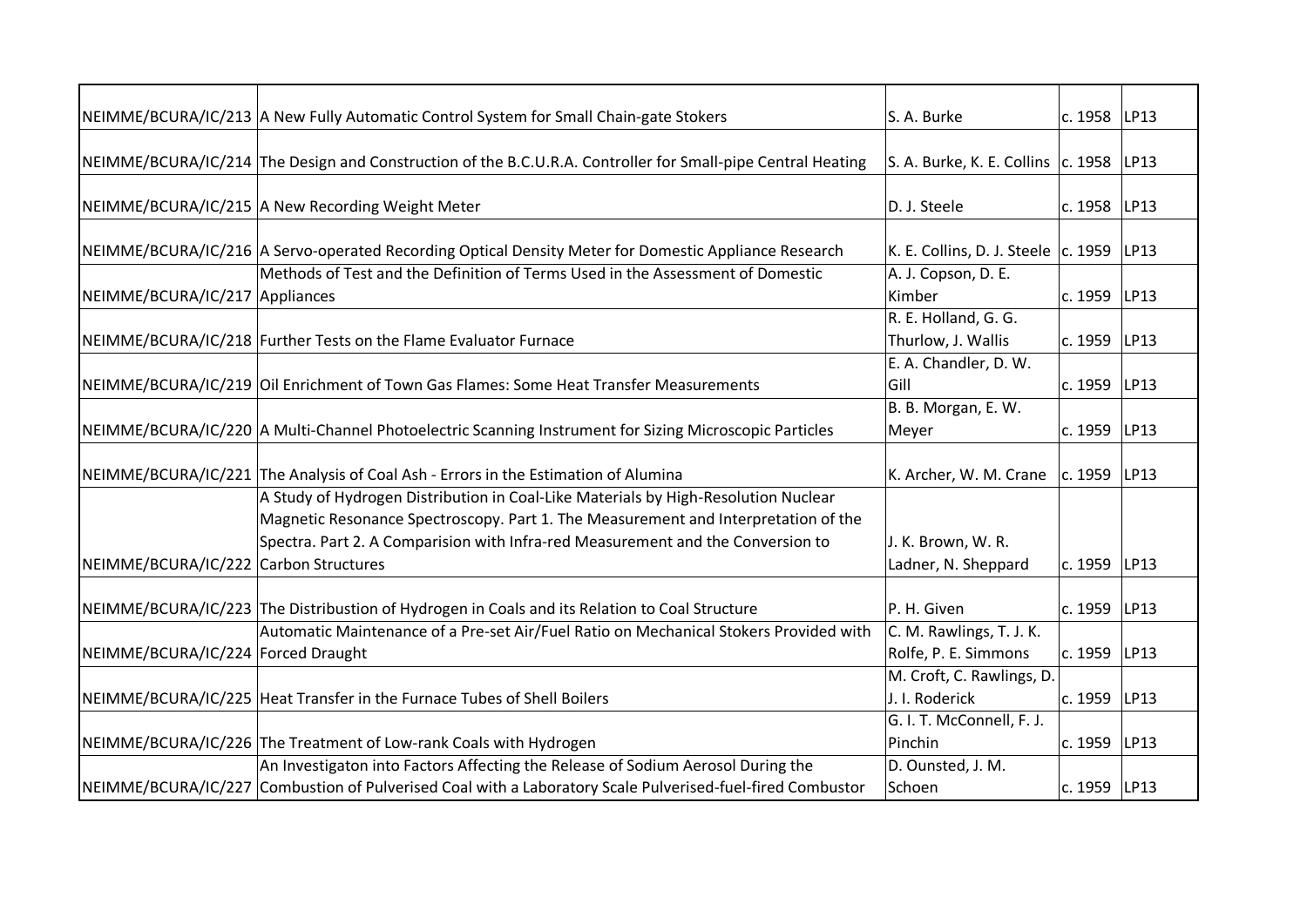| | | | | |
|---|---|---|---|---|
| NEIMME/BCURA/IC/213 | A New Fully Automatic Control System for Small Chain-gate Stokers | S. A. Burke | c. 1958 | LP13 |
| NEIMME/BCURA/IC/214 | The Design and Construction of the B.C.U.R.A. Controller for Small-pipe Central Heating | S. A. Burke, K. E. Collins | c. 1958 | LP13 |
| NEIMME/BCURA/IC/215 | A New Recording Weight Meter | D. J. Steele | c. 1958 | LP13 |
| NEIMME/BCURA/IC/216 | A Servo-operated Recording Optical Density Meter for Domestic Appliance Research | K. E. Collins, D. J. Steele | c. 1959 | LP13 |
| NEIMME/BCURA/IC/217 | Methods of Test and the Definition of Terms Used in the Assessment of Domestic Appliances | A. J. Copson, D. E. Kimber | c. 1959 | LP13 |
| NEIMME/BCURA/IC/218 | Further Tests on the Flame Evaluator Furnace | R. E. Holland, G. G. Thurlow, J. Wallis | c. 1959 | LP13 |
| NEIMME/BCURA/IC/219 | Oil Enrichment of Town Gas Flames: Some Heat Transfer Measurements | E. A. Chandler, D. W. Gill | c. 1959 | LP13 |
| NEIMME/BCURA/IC/220 | A Multi-Channel Photoelectric Scanning Instrument for Sizing Microscopic Particles | B. B. Morgan, E. W. Meyer | c. 1959 | LP13 |
| NEIMME/BCURA/IC/221 | The Analysis of Coal Ash - Errors in the Estimation of Alumina | K. Archer, W. M. Crane | c. 1959 | LP13 |
| NEIMME/BCURA/IC/222 | A Study of Hydrogen Distribution in Coal-Like Materials by High-Resolution Nuclear Magnetic Resonance Spectroscopy. Part 1. The Measurement and Interpretation of the Spectra. Part 2. A Comparision with Infra-red Measurement and the Conversion to Carbon Structures | J. K. Brown, W. R. Ladner, N. Sheppard | c. 1959 | LP13 |
| NEIMME/BCURA/IC/223 | The Distribustion of Hydrogen in Coals and its Relation to Coal Structure | P. H. Given | c. 1959 | LP13 |
| NEIMME/BCURA/IC/224 | Automatic Maintenance of a Pre-set Air/Fuel Ratio on Mechanical Stokers Provided with Forced Draught | C. M. Rawlings, T. J. K. Rolfe, P. E. Simmons | c. 1959 | LP13 |
| NEIMME/BCURA/IC/225 | Heat Transfer in the Furnace Tubes of Shell Boilers | M. Croft, C. Rawlings, D. J. I. Roderick | c. 1959 | LP13 |
| NEIMME/BCURA/IC/226 | The Treatment of Low-rank Coals with Hydrogen | G. I. T. McConnell, F. J. Pinchin | c. 1959 | LP13 |
| NEIMME/BCURA/IC/227 | An Investigaton into Factors Affecting the Release of Sodium Aerosol During the Combustion of Pulverised Coal with a Laboratory Scale Pulverised-fuel-fired Combustor | D. Ounsted, J. M. Schoen | c. 1959 | LP13 |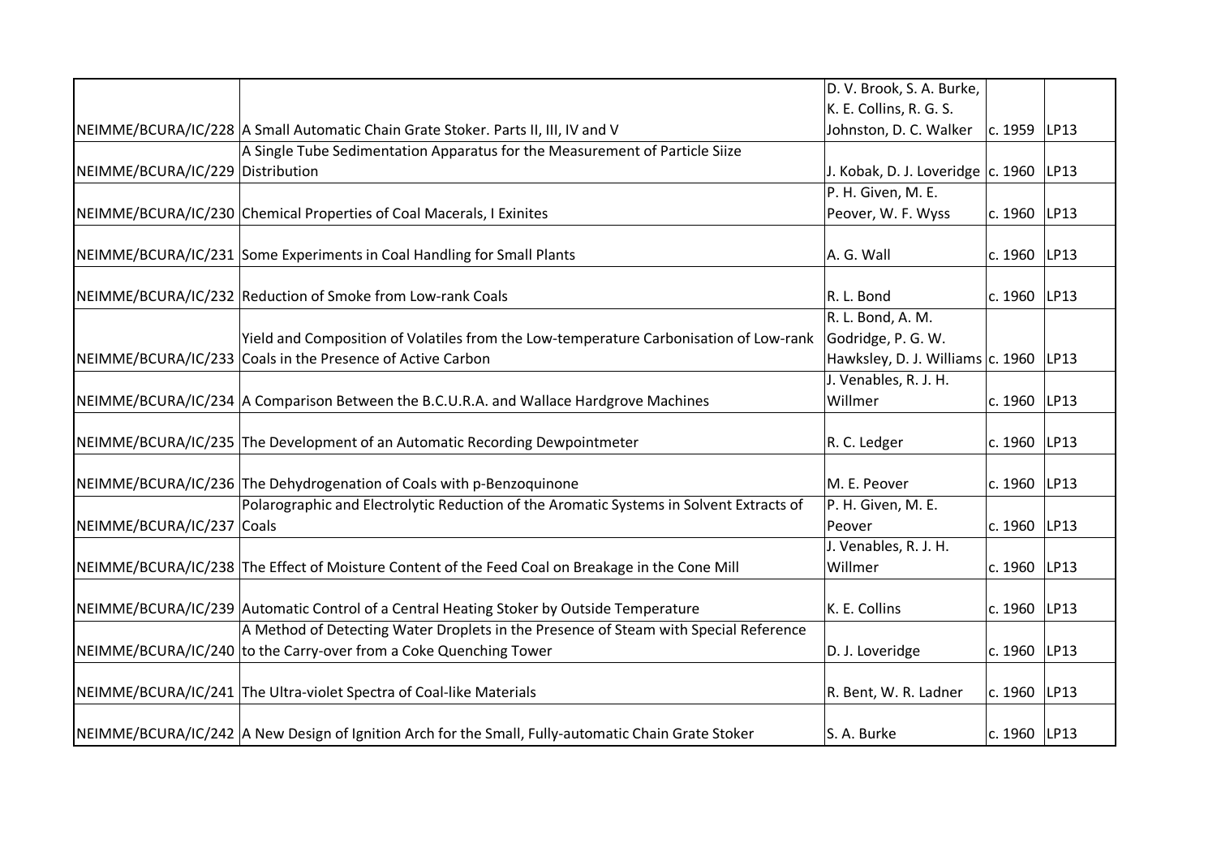| | | | | |
|---|---|---|---|---|
| NEIMME/BCURA/IC/228 | A Small Automatic Chain Grate Stoker. Parts II, III, IV and V | D. V. Brook, S. A. Burke, K. E. Collins, R. G. S. Johnston, D. C. Walker | c. 1959 | LP13 |
| NEIMME/BCURA/IC/229 | A Single Tube Sedimentation Apparatus for the Measurement of Particle Siize Distribution | J. Kobak, D. J. Loveridge | c. 1960 | LP13 |
| NEIMME/BCURA/IC/230 | Chemical Properties of Coal Macerals, I Exinites | P. H. Given, M. E. Peover, W. F. Wyss | c. 1960 | LP13 |
| NEIMME/BCURA/IC/231 | Some Experiments in Coal Handling for Small Plants | A. G. Wall | c. 1960 | LP13 |
| NEIMME/BCURA/IC/232 | Reduction of Smoke from Low-rank Coals | R. L. Bond | c. 1960 | LP13 |
| NEIMME/BCURA/IC/233 | Yield and Composition of Volatiles from the Low-temperature Carbonisation of Low-rank Coals in the Presence of Active Carbon | R. L. Bond, A. M. Godridge, P. G. W. Hawksley, D. J. Williams | c. 1960 | LP13 |
| NEIMME/BCURA/IC/234 | A Comparison Between the B.C.U.R.A. and Wallace Hardgrove Machines | J. Venables, R. J. H. Willmer | c. 1960 | LP13 |
| NEIMME/BCURA/IC/235 | The Development of an Automatic Recording Dewpointmeter | R. C. Ledger | c. 1960 | LP13 |
| NEIMME/BCURA/IC/236 | The Dehydrogenation of Coals with p-Benzoquinone | M. E. Peover | c. 1960 | LP13 |
| NEIMME/BCURA/IC/237 | Polarographic and Electrolytic Reduction of the Aromatic Systems in Solvent Extracts of Coals | P. H. Given, M. E. Peover | c. 1960 | LP13 |
| NEIMME/BCURA/IC/238 | The Effect of Moisture Content of the Feed Coal on Breakage in the Cone Mill | J. Venables, R. J. H. Willmer | c. 1960 | LP13 |
| NEIMME/BCURA/IC/239 | Automatic Control of a Central Heating Stoker by Outside Temperature | K. E. Collins | c. 1960 | LP13 |
| NEIMME/BCURA/IC/240 | A Method of Detecting Water Droplets in the Presence of Steam with Special Reference to the Carry-over from a Coke Quenching Tower | D. J. Loveridge | c. 1960 | LP13 |
| NEIMME/BCURA/IC/241 | The Ultra-violet Spectra of Coal-like Materials | R. Bent, W. R. Ladner | c. 1960 | LP13 |
| NEIMME/BCURA/IC/242 | A New Design of Ignition Arch for the Small, Fully-automatic Chain Grate Stoker | S. A. Burke | c. 1960 | LP13 |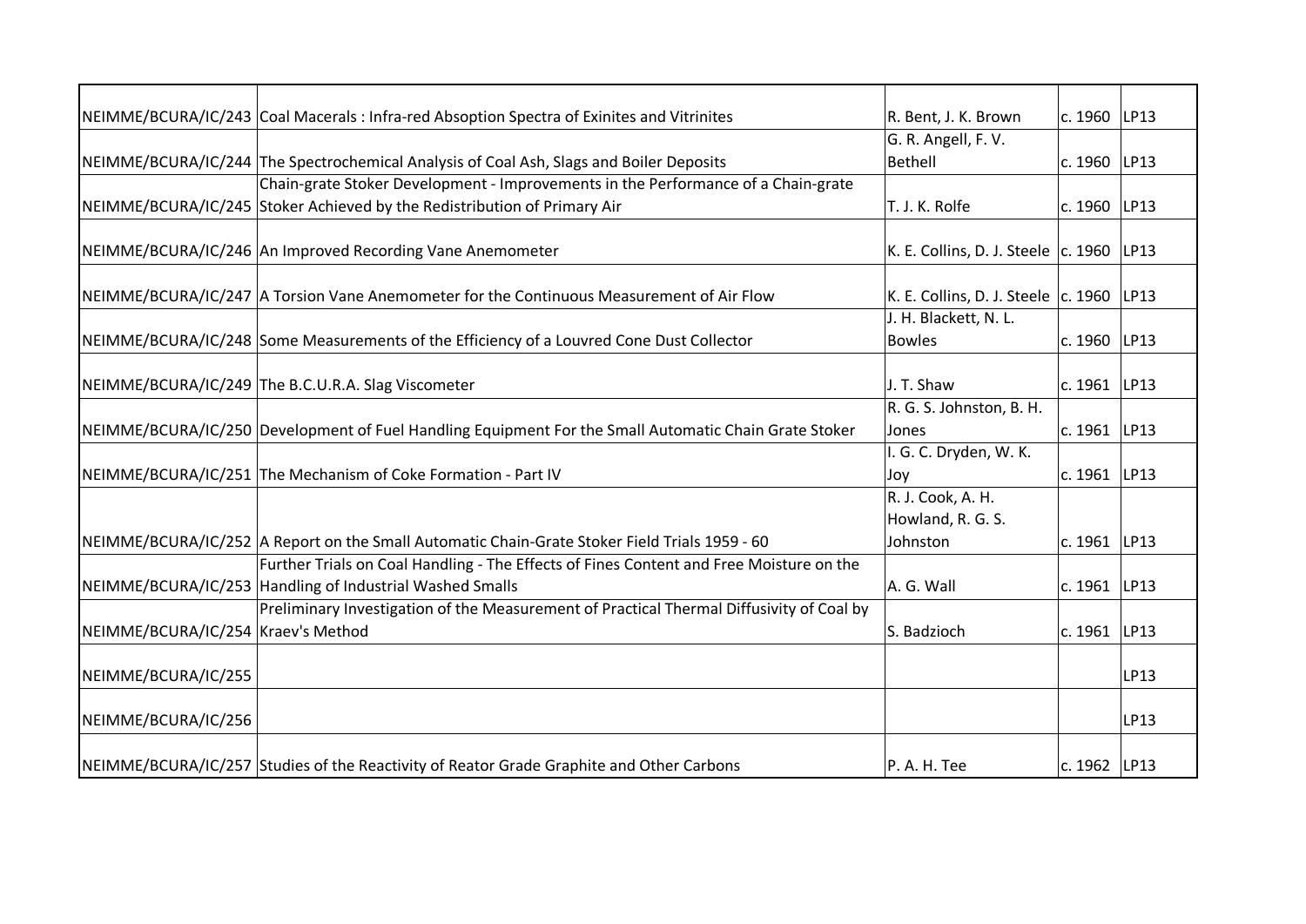| | | | | |
|---|---|---|---|---|
| NEIMME/BCURA/IC/243 | Coal Macerals : Infra-red Absoption Spectra of Exinites and Vitrinites | R. Bent, J. K. Brown | c. 1960 | LP13 |
| NEIMME/BCURA/IC/244 | The Spectrochemical Analysis of Coal Ash, Slags and Boiler Deposits | G. R. Angell, F. V. Bethell | c. 1960 | LP13 |
| NEIMME/BCURA/IC/245 | Chain-grate Stoker Development - Improvements in the Performance of a Chain-grate Stoker Achieved by the Redistribution of Primary Air | T. J. K. Rolfe | c. 1960 | LP13 |
| NEIMME/BCURA/IC/246 | An Improved Recording Vane Anemometer | K. E. Collins, D. J. Steele | c. 1960 | LP13 |
| NEIMME/BCURA/IC/247 | A Torsion Vane Anemometer for the Continuous Measurement of Air Flow | K. E. Collins, D. J. Steele | c. 1960 | LP13 |
| NEIMME/BCURA/IC/248 | Some Measurements of the Efficiency of a Louvred Cone Dust Collector | J. H. Blackett, N. L. Bowles | c. 1960 | LP13 |
| NEIMME/BCURA/IC/249 | The B.C.U.R.A. Slag Viscometer | J. T. Shaw | c. 1961 | LP13 |
| NEIMME/BCURA/IC/250 | Development of Fuel Handling Equipment For the Small Automatic Chain Grate Stoker | R. G. S. Johnston, B. H. Jones | c. 1961 | LP13 |
| NEIMME/BCURA/IC/251 | The Mechanism of Coke Formation - Part IV | I. G. C. Dryden, W. K. Joy | c. 1961 | LP13 |
| NEIMME/BCURA/IC/252 | A Report on the Small Automatic Chain-Grate Stoker Field Trials 1959 - 60 | R. J. Cook, A. H. Howland, R. G. S. Johnston | c. 1961 | LP13 |
| NEIMME/BCURA/IC/253 | Further Trials on Coal Handling - The Effects of Fines Content and Free Moisture on the Handling of Industrial Washed Smalls | A. G. Wall | c. 1961 | LP13 |
| NEIMME/BCURA/IC/254 | Preliminary Investigation of the Measurement of Practical Thermal Diffusivity of Coal by Kraev's Method | S. Badzioch | c. 1961 | LP13 |
| NEIMME/BCURA/IC/255 | | | | LP13 |
| NEIMME/BCURA/IC/256 | | | | LP13 |
| NEIMME/BCURA/IC/257 | Studies of the Reactivity of Reator Grade Graphite and Other Carbons | P. A. H. Tee | c. 1962 | LP13 |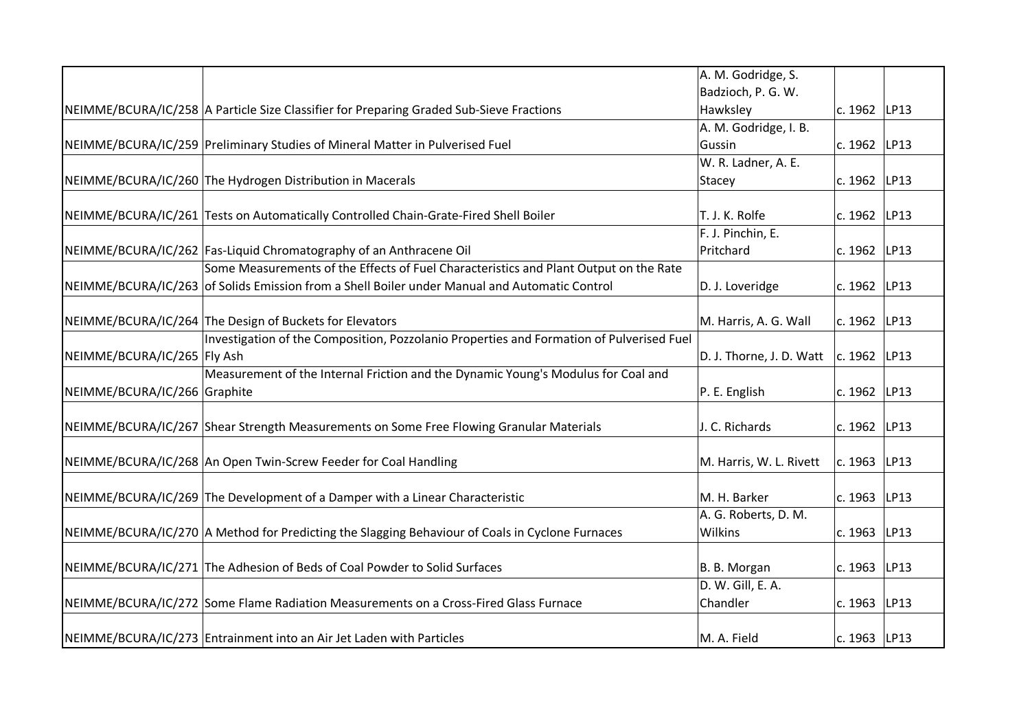| | | | | |
|---|---|---|---|---|
| NEIMME/BCURA/IC/258 | A Particle Size Classifier for Preparing Graded Sub-Sieve Fractions | A. M. Godridge, S. Badzioch, P. G. W. Hawksley | c. 1962 | LP13 |
| NEIMME/BCURA/IC/259 | Preliminary Studies of Mineral Matter in Pulverised Fuel | A. M. Godridge, I. B. Gussin | c. 1962 | LP13 |
| NEIMME/BCURA/IC/260 | The Hydrogen Distribution in Macerals | W. R. Ladner, A. E. Stacey | c. 1962 | LP13 |
| NEIMME/BCURA/IC/261 | Tests on Automatically Controlled Chain-Grate-Fired Shell Boiler | T. J. K. Rolfe | c. 1962 | LP13 |
| NEIMME/BCURA/IC/262 | Fas-Liquid Chromatography of an Anthracene Oil | F. J. Pinchin, E. Pritchard | c. 1962 | LP13 |
| NEIMME/BCURA/IC/263 | Some Measurements of the Effects of Fuel Characteristics and Plant Output on the Rate of Solids Emission from a Shell Boiler under Manual and Automatic Control | D. J. Loveridge | c. 1962 | LP13 |
| NEIMME/BCURA/IC/264 | The Design of Buckets for Elevators | M. Harris, A. G. Wall | c. 1962 | LP13 |
| NEIMME/BCURA/IC/265 | Investigation of the Composition, Pozzolanio Properties and Formation of Pulverised Fuel Fly Ash | D. J. Thorne, J. D. Watt | c. 1962 | LP13 |
| NEIMME/BCURA/IC/266 | Measurement of the Internal Friction and the Dynamic Young's Modulus for Coal and Graphite | P. E. English | c. 1962 | LP13 |
| NEIMME/BCURA/IC/267 | Shear Strength Measurements on Some Free Flowing Granular Materials | J. C. Richards | c. 1962 | LP13 |
| NEIMME/BCURA/IC/268 | An Open Twin-Screw Feeder for Coal Handling | M. Harris, W. L. Rivett | c. 1963 | LP13 |
| NEIMME/BCURA/IC/269 | The Development of a Damper with a Linear Characteristic | M. H. Barker | c. 1963 | LP13 |
| NEIMME/BCURA/IC/270 | A Method for Predicting the Slagging Behaviour of Coals in Cyclone Furnaces | A. G. Roberts, D. M. Wilkins | c. 1963 | LP13 |
| NEIMME/BCURA/IC/271 | The Adhesion of Beds of Coal Powder to Solid Surfaces | B. B. Morgan | c. 1963 | LP13 |
| NEIMME/BCURA/IC/272 | Some Flame Radiation Measurements on a Cross-Fired Glass Furnace | D. W. Gill, E. A. Chandler | c. 1963 | LP13 |
| NEIMME/BCURA/IC/273 | Entrainment into an Air Jet Laden with Particles | M. A. Field | c. 1963 | LP13 |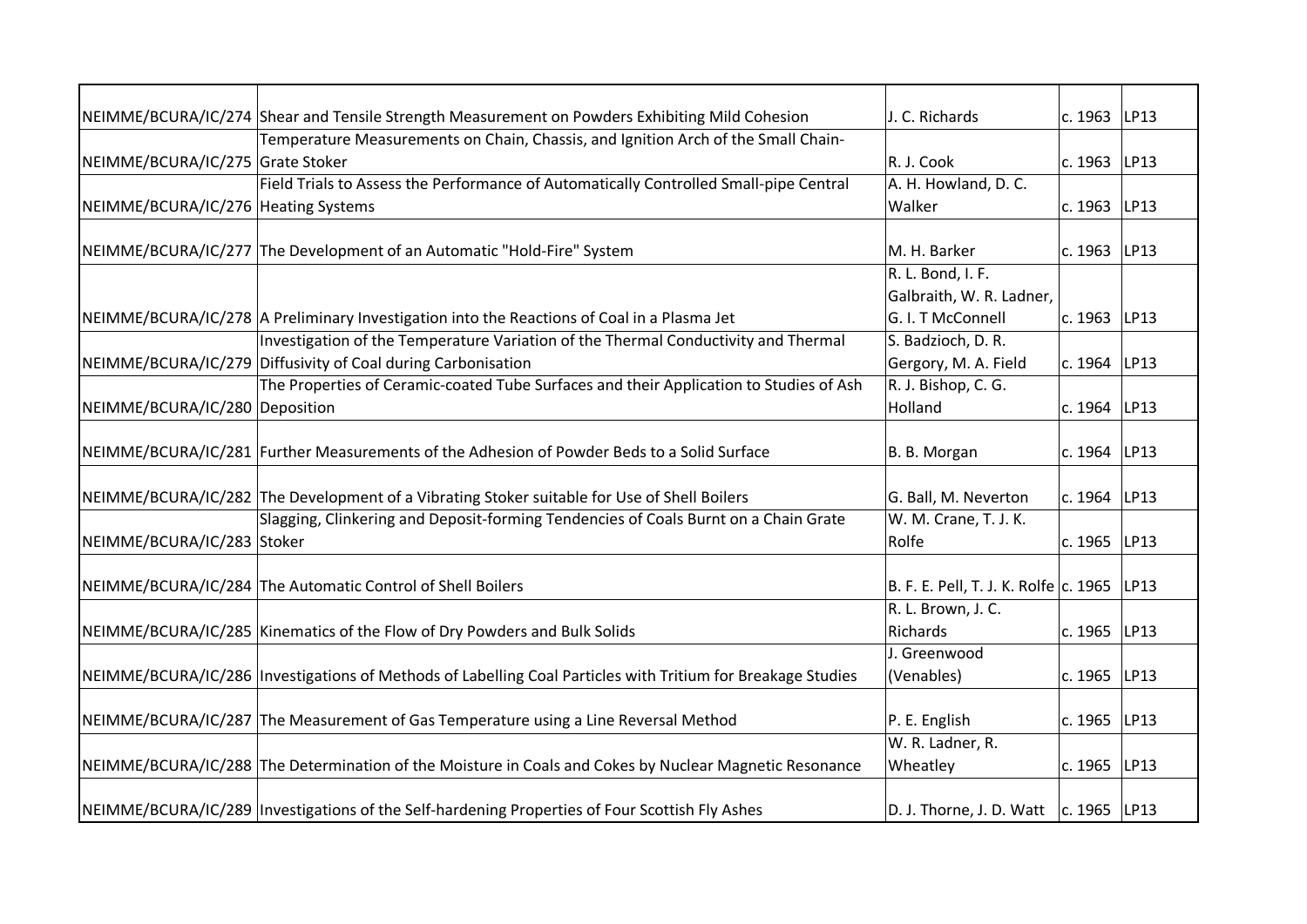| | | | | |
|---|---|---|---|---|
| NEIMME/BCURA/IC/274 | Shear and Tensile Strength Measurement on Powders Exhibiting Mild Cohesion | J. C. Richards | c. 1963 | LP13 |
| NEIMME/BCURA/IC/275 | Temperature Measurements on Chain, Chassis, and Ignition Arch of the Small Chain-Grate Stoker | R. J. Cook | c. 1963 | LP13 |
| NEIMME/BCURA/IC/276 | Field Trials to Assess the Performance of Automatically Controlled Small-pipe Central Heating Systems | A. H. Howland, D. C. Walker | c. 1963 | LP13 |
| NEIMME/BCURA/IC/277 | The Development of an Automatic "Hold-Fire" System | M. H. Barker | c. 1963 | LP13 |
| NEIMME/BCURA/IC/278 | A Preliminary Investigation into the Reactions of Coal in a Plasma Jet | R. L. Bond, I. F. Galbraith, W. R. Ladner, G. I. T McConnell | c. 1963 | LP13 |
| NEIMME/BCURA/IC/279 | Investigation of the Temperature Variation of the Thermal Conductivity and Thermal Diffusivity of Coal during Carbonisation | S. Badzioch, D. R. Gergory, M. A. Field | c. 1964 | LP13 |
| NEIMME/BCURA/IC/280 | The Properties of Ceramic-coated Tube Surfaces and their Application to Studies of Ash Deposition | R. J. Bishop, C. G. Holland | c. 1964 | LP13 |
| NEIMME/BCURA/IC/281 | Further Measurements of the Adhesion of Powder Beds to a Solid Surface | B. B. Morgan | c. 1964 | LP13 |
| NEIMME/BCURA/IC/282 | The Development of a Vibrating Stoker suitable for Use of Shell Boilers | G. Ball, M. Neverton | c. 1964 | LP13 |
| NEIMME/BCURA/IC/283 | Slagging, Clinkering and Deposit-forming Tendencies of Coals Burnt on a Chain Grate Stoker | W. M. Crane, T. J. K. Rolfe | c. 1965 | LP13 |
| NEIMME/BCURA/IC/284 | The Automatic Control of Shell Boilers | B. F. E. Pell, T. J. K. Rolfe | c. 1965 | LP13 |
| NEIMME/BCURA/IC/285 | Kinematics of the Flow of Dry Powders and Bulk Solids | R. L. Brown, J. C. Richards | c. 1965 | LP13 |
| NEIMME/BCURA/IC/286 | Investigations of Methods of Labelling Coal Particles with Tritium for Breakage Studies | J. Greenwood (Venables) | c. 1965 | LP13 |
| NEIMME/BCURA/IC/287 | The Measurement of Gas Temperature using a Line Reversal Method | P. E. English | c. 1965 | LP13 |
| NEIMME/BCURA/IC/288 | The Determination of the Moisture in Coals and Cokes by Nuclear Magnetic Resonance | W. R. Ladner, R. Wheatley | c. 1965 | LP13 |
| NEIMME/BCURA/IC/289 | Investigations of the Self-hardening Properties of Four Scottish Fly Ashes | D. J. Thorne, J. D. Watt | c. 1965 | LP13 |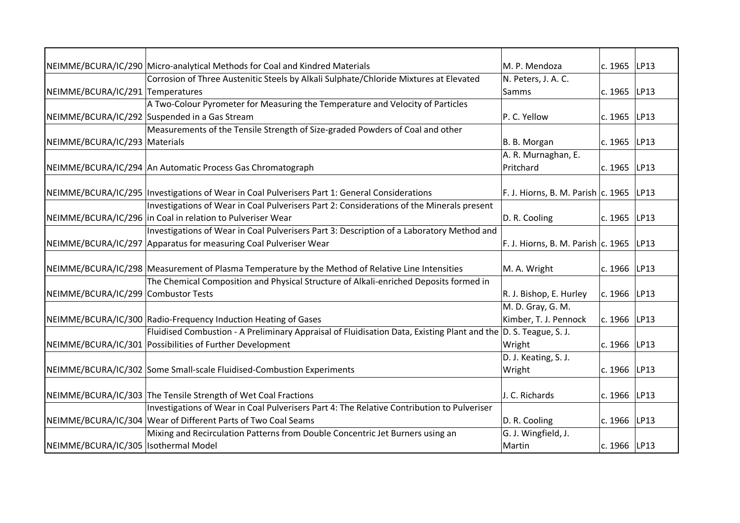| | | | | |
|---|---|---|---|---|
| NEIMME/BCURA/IC/290 | Micro-analytical Methods for Coal and Kindred Materials | M. P. Mendoza | c. 1965 | LP13 |
| NEIMME/BCURA/IC/291 | Corrosion of Three Austenitic Steels by Alkali Sulphate/Chloride Mixtures at Elevated Temperatures | N. Peters, J. A. C. Samms | c. 1965 | LP13 |
| NEIMME/BCURA/IC/292 | A Two-Colour Pyrometer for Measuring the Temperature and Velocity of Particles Suspended in a Gas Stream | P. C. Yellow | c. 1965 | LP13 |
| NEIMME/BCURA/IC/293 | Measurements of the Tensile Strength of Size-graded Powders of Coal and other Materials | B. B. Morgan | c. 1965 | LP13 |
| NEIMME/BCURA/IC/294 | An Automatic Process Gas Chromatograph | A. R. Murnaghan, E. Pritchard | c. 1965 | LP13 |
| NEIMME/BCURA/IC/295 | Investigations of Wear in Coal Pulverisers Part 1: General Considerations | F. J. Hiorns, B. M. Parish | c. 1965 | LP13 |
| NEIMME/BCURA/IC/296 | Investigations of Wear in Coal Pulverisers Part 2: Considerations of the Minerals present in Coal in relation to Pulveriser Wear | D. R. Cooling | c. 1965 | LP13 |
| NEIMME/BCURA/IC/297 | Investigations of Wear in Coal Pulverisers Part 3: Description of a Laboratory Method and Apparatus for measuring Coal Pulveriser Wear | F. J. Hiorns, B. M. Parish | c. 1965 | LP13 |
| NEIMME/BCURA/IC/298 | Measurement of Plasma Temperature by the Method of Relative Line Intensities | M. A. Wright | c. 1966 | LP13 |
| NEIMME/BCURA/IC/299 | The Chemical Composition and Physical Structure of Alkali-enriched Deposits formed in Combustor Tests | R. J. Bishop, E. Hurley | c. 1966 | LP13 |
| NEIMME/BCURA/IC/300 | Radio-Frequency Induction Heating of Gases | M. D. Gray, G. M. Kimber, T. J. Pennock | c. 1966 | LP13 |
| NEIMME/BCURA/IC/301 | Fluidised Combustion - A Preliminary Appraisal of Fluidisation Data, Existing Plant and the Possibilities of Further Development | D. S. Teague, S. J. Wright | c. 1966 | LP13 |
| NEIMME/BCURA/IC/302 | Some Small-scale Fluidised-Combustion Experiments | D. J. Keating, S. J. Wright | c. 1966 | LP13 |
| NEIMME/BCURA/IC/303 | The Tensile Strength of Wet Coal Fractions | J. C. Richards | c. 1966 | LP13 |
| NEIMME/BCURA/IC/304 | Investigations of Wear in Coal Pulverisers Part 4: The Relative Contribution to Pulveriser Wear of Different Parts of Two Coal Seams | D. R. Cooling | c. 1966 | LP13 |
| NEIMME/BCURA/IC/305 | Mixing and Recirculation Patterns from Double Concentric Jet Burners using an Isothermal Model | G. J. Wingfield, J. Martin | c. 1966 | LP13 |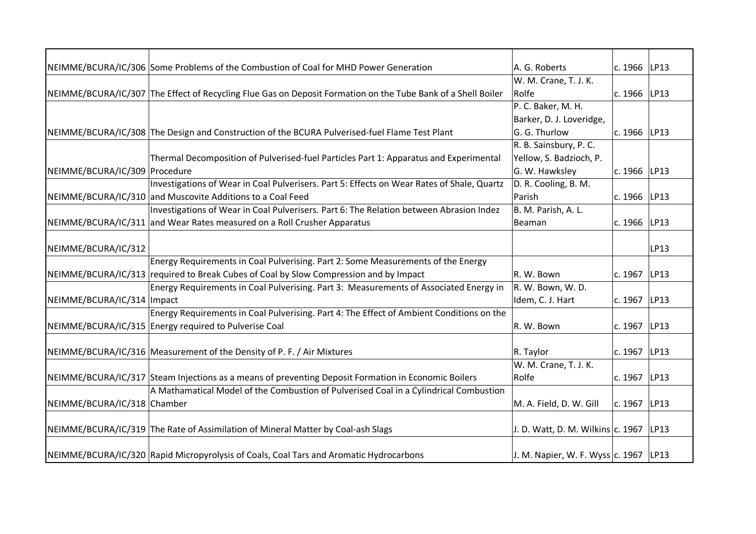| | | | | |
|---|---|---|---|---|
| NEIMME/BCURA/IC/306 | Some Problems of the Combustion of Coal for MHD Power Generation | A. G. Roberts | c. 1966 | LP13 |
| NEIMME/BCURA/IC/307 | The Effect of Recycling Flue Gas on Deposit Formation on the Tube Bank of a Shell Boiler | W. M. Crane, T. J. K. Rolfe | c. 1966 | LP13 |
| NEIMME/BCURA/IC/308 | The Design and Construction of the BCURA Pulverised-fuel Flame Test Plant | P. C. Baker, M. H. Barker, D. J. Loveridge, G. G. Thurlow | c. 1966 | LP13 |
| NEIMME/BCURA/IC/309 | Thermal Decomposition of Pulverised-fuel Particles Part 1: Apparatus and Experimental Procedure | R. B. Sainsbury, P. C. Yellow, S. Badzioch, P. G. W. Hawksley | c. 1966 | LP13 |
| NEIMME/BCURA/IC/310 | Investigations of Wear in Coal Pulverisers. Part 5: Effects on Wear Rates of Shale, Quartz and Muscovite Additions to a Coal Feed | D. R. Cooling, B. M. Parish | c. 1966 | LP13 |
| NEIMME/BCURA/IC/311 | Investigations of Wear in Coal Pulverisers. Part 6: The Relation between Abrasion Indez and Wear Rates measured on a Roll Crusher Apparatus | B. M. Parish, A. L. Beaman | c. 1966 | LP13 |
| NEIMME/BCURA/IC/312 | | | | LP13 |
| NEIMME/BCURA/IC/313 | Energy Requirements in Coal Pulverising. Part 2: Some Measurements of the Energy required to Break Cubes of Coal by Slow Compression and by Impact | R. W. Bown | c. 1967 | LP13 |
| NEIMME/BCURA/IC/314 | Energy Requirements in Coal Pulverising. Part 3: Measurements of Associated Energy in Impact | R. W. Bown, W. D. Idem, C. J. Hart | c. 1967 | LP13 |
| NEIMME/BCURA/IC/315 | Energy Requirements in Coal Pulverising. Part 4: The Effect of Ambient Conditions on the Energy required to Pulverise Coal | R. W. Bown | c. 1967 | LP13 |
| NEIMME/BCURA/IC/316 | Measurement of the Density of P. F. / Air Mixtures | R. Taylor | c. 1967 | LP13 |
| NEIMME/BCURA/IC/317 | Steam Injections as a means of preventing Deposit Formation in Economic Boilers | W. M. Crane, T. J. K. Rolfe | c. 1967 | LP13 |
| NEIMME/BCURA/IC/318 | A Mathamatical Model of the Combustion of Pulverised Coal in a Cylindrical Combustion Chamber | M. A. Field, D. W. Gill | c. 1967 | LP13 |
| NEIMME/BCURA/IC/319 | The Rate of Assimilation of Mineral Matter by Coal-ash Slags | J. D. Watt, D. M. Wilkins | c. 1967 | LP13 |
| NEIMME/BCURA/IC/320 | Rapid Micropyrolysis of Coals, Coal Tars and Aromatic Hydrocarbons | J. M. Napier, W. F. Wyss | c. 1967 | LP13 |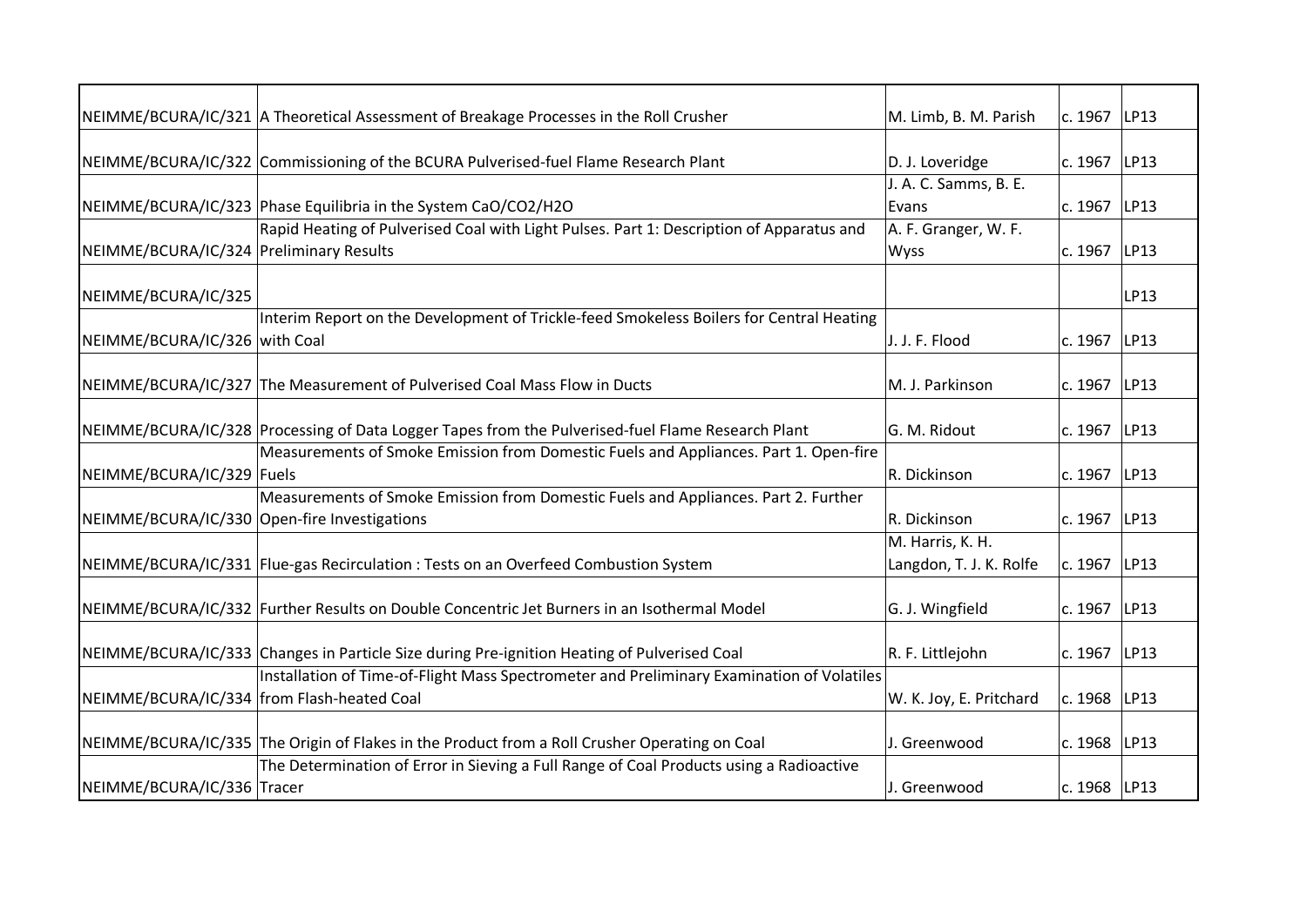| | | | | |
|---|---|---|---|---|
| NEIMME/BCURA/IC/321 | A Theoretical Assessment of Breakage Processes in the Roll Crusher | M. Limb, B. M. Parish | c. 1967 | LP13 |
| NEIMME/BCURA/IC/322 | Commissioning of the BCURA Pulverised-fuel Flame Research Plant | D. J. Loveridge | c. 1967 | LP13 |
| NEIMME/BCURA/IC/323 | Phase Equilibria in the System CaO/CO2/H2O | J. A. C. Samms, B. E. Evans | c. 1967 | LP13 |
| NEIMME/BCURA/IC/324 | Rapid Heating of Pulverised Coal with Light Pulses. Part 1: Description of Apparatus and Preliminary Results | A. F. Granger, W. F. Wyss | c. 1967 | LP13 |
| NEIMME/BCURA/IC/325 | | | | LP13 |
| NEIMME/BCURA/IC/326 | Interim Report on the Development of Trickle-feed Smokeless Boilers for Central Heating with Coal | J. J. F. Flood | c. 1967 | LP13 |
| NEIMME/BCURA/IC/327 | The Measurement of Pulverised Coal Mass Flow in Ducts | M. J. Parkinson | c. 1967 | LP13 |
| NEIMME/BCURA/IC/328 | Processing of Data Logger Tapes from the Pulverised-fuel Flame Research Plant | G. M. Ridout | c. 1967 | LP13 |
| NEIMME/BCURA/IC/329 | Measurements of Smoke Emission from Domestic Fuels and Appliances. Part 1. Open-fire Fuels | R. Dickinson | c. 1967 | LP13 |
| NEIMME/BCURA/IC/330 | Measurements of Smoke Emission from Domestic Fuels and Appliances. Part 2. Further Open-fire Investigations | R. Dickinson | c. 1967 | LP13 |
| NEIMME/BCURA/IC/331 | Flue-gas Recirculation : Tests on an Overfeed Combustion System | M. Harris, K. H. Langdon, T. J. K. Rolfe | c. 1967 | LP13 |
| NEIMME/BCURA/IC/332 | Further Results on Double Concentric Jet Burners in an Isothermal Model | G. J. Wingfield | c. 1967 | LP13 |
| NEIMME/BCURA/IC/333 | Changes in Particle Size during Pre-ignition Heating of Pulverised Coal | R. F. Littlejohn | c. 1967 | LP13 |
| NEIMME/BCURA/IC/334 | Installation of Time-of-Flight Mass Spectrometer and Preliminary Examination of Volatiles from Flash-heated Coal | W. K. Joy, E. Pritchard | c. 1968 | LP13 |
| NEIMME/BCURA/IC/335 | The Origin of Flakes in the Product from a Roll Crusher Operating on Coal | J. Greenwood | c. 1968 | LP13 |
| NEIMME/BCURA/IC/336 | The Determination of Error in Sieving a Full Range of Coal Products using a Radioactive Tracer | J. Greenwood | c. 1968 | LP13 |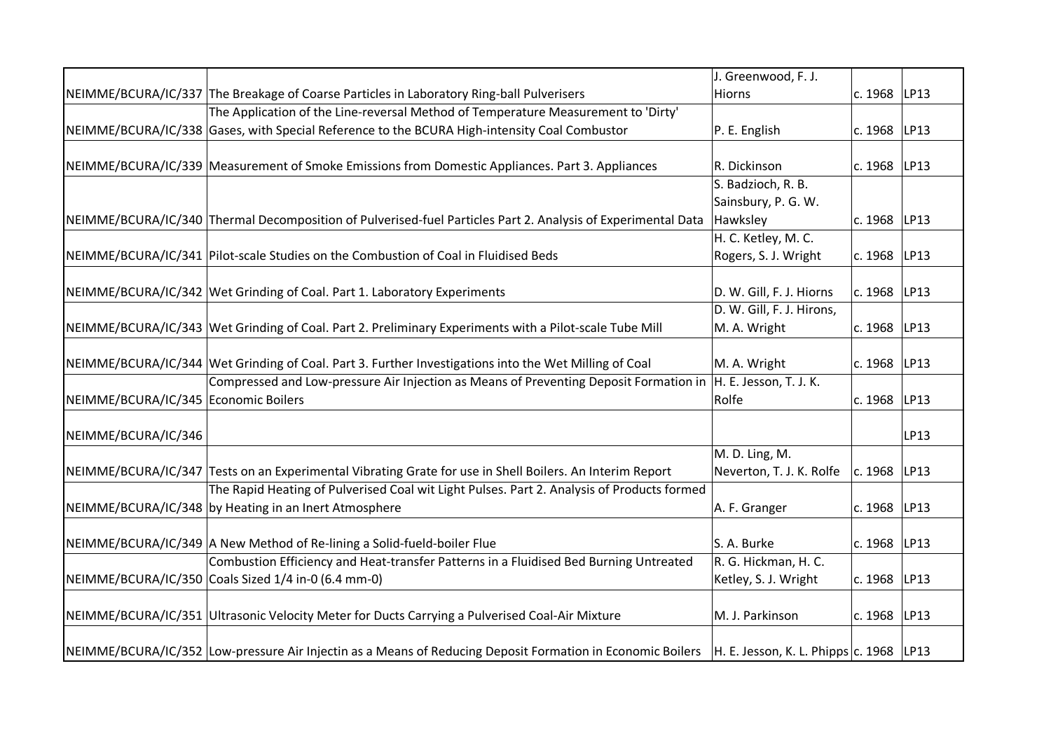| | | | | |
|---|---|---|---|---|
| NEIMME/BCURA/IC/337 | The Breakage of Coarse Particles in Laboratory Ring-ball Pulverisers | J. Greenwood, F. J. Hiorns | c. 1968 | LP13 |
| NEIMME/BCURA/IC/338 | The Application of the Line-reversal Method of Temperature Measurement to 'Dirty' Gases, with Special Reference to the BCURA High-intensity Coal Combustor | P. E. English | c. 1968 | LP13 |
| NEIMME/BCURA/IC/339 | Measurement of Smoke Emissions from Domestic Appliances. Part 3. Appliances | R. Dickinson | c. 1968 | LP13 |
| NEIMME/BCURA/IC/340 | Thermal Decomposition of Pulverised-fuel Particles Part 2. Analysis of Experimental Data | S. Badzioch, R. B. Sainsbury, P. G. W. Hawksley | c. 1968 | LP13 |
| NEIMME/BCURA/IC/341 | Pilot-scale Studies on the Combustion of Coal in Fluidised Beds | H. C. Ketley, M. C. Rogers, S. J. Wright | c. 1968 | LP13 |
| NEIMME/BCURA/IC/342 | Wet Grinding of Coal. Part 1. Laboratory Experiments | D. W. Gill, F. J. Hiorns | c. 1968 | LP13 |
| NEIMME/BCURA/IC/343 | Wet Grinding of Coal. Part 2. Preliminary Experiments with a Pilot-scale Tube Mill | D. W. Gill, F. J. Hirons, M. A. Wright | c. 1968 | LP13 |
| NEIMME/BCURA/IC/344 | Wet Grinding of Coal. Part 3. Further Investigations into the Wet Milling of Coal | M. A. Wright | c. 1968 | LP13 |
| NEIMME/BCURA/IC/345 | Compressed and Low-pressure Air Injection as Means of Preventing Deposit Formation in Economic Boilers | H. E. Jesson, T. J. K. Rolfe | c. 1968 | LP13 |
| NEIMME/BCURA/IC/346 | | | | LP13 |
| NEIMME/BCURA/IC/347 | Tests on an Experimental Vibrating Grate for use in Shell Boilers. An Interim Report | M. D. Ling, M. Neverton, T. J. K. Rolfe | c. 1968 | LP13 |
| NEIMME/BCURA/IC/348 | The Rapid Heating of Pulverised Coal wit Light Pulses. Part 2. Analysis of Products formed by Heating in an Inert Atmosphere | A. F. Granger | c. 1968 | LP13 |
| NEIMME/BCURA/IC/349 | A New Method of Re-lining a Solid-fueld-boiler Flue | S. A. Burke | c. 1968 | LP13 |
| NEIMME/BCURA/IC/350 | Combustion Efficiency and Heat-transfer Patterns in a Fluidised Bed Burning Untreated Coals Sized 1/4 in-0 (6.4 mm-0) | R. G. Hickman, H. C. Ketley, S. J. Wright | c. 1968 | LP13 |
| NEIMME/BCURA/IC/351 | Ultrasonic Velocity Meter for Ducts Carrying a Pulverised Coal-Air Mixture | M. J. Parkinson | c. 1968 | LP13 |
| NEIMME/BCURA/IC/352 | Low-pressure Air Injectin as a Means of Reducing Deposit Formation in Economic Boilers | H. E. Jesson, K. L. Phipps | c. 1968 | LP13 |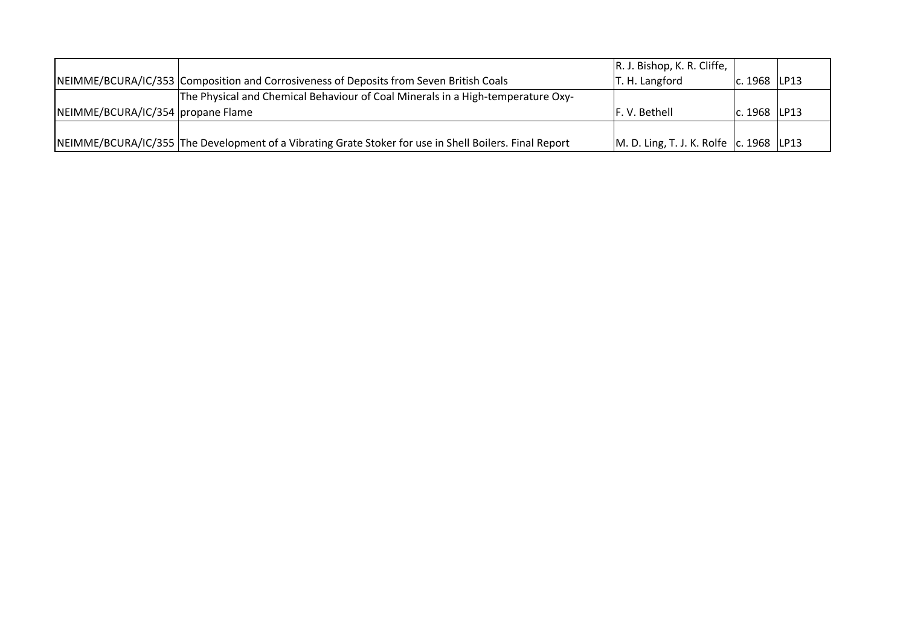| | | | | |
|---|---|---|---|---|
| NEIMME/BCURA/IC/353 | Composition and Corrosiveness of Deposits from Seven British Coals | R. J. Bishop, K. R. Cliffe, T. H. Langford | c. 1968 | LP13 |
| NEIMME/BCURA/IC/354 | The Physical and Chemical Behaviour of Coal Minerals in a High-temperature Oxy-propane Flame | F. V. Bethell | c. 1968 | LP13 |
| NEIMME/BCURA/IC/355 | The Development of a Vibrating Grate Stoker for use in Shell Boilers. Final Report | M. D. Ling, T. J. K. Rolfe | c. 1968 | LP13 |